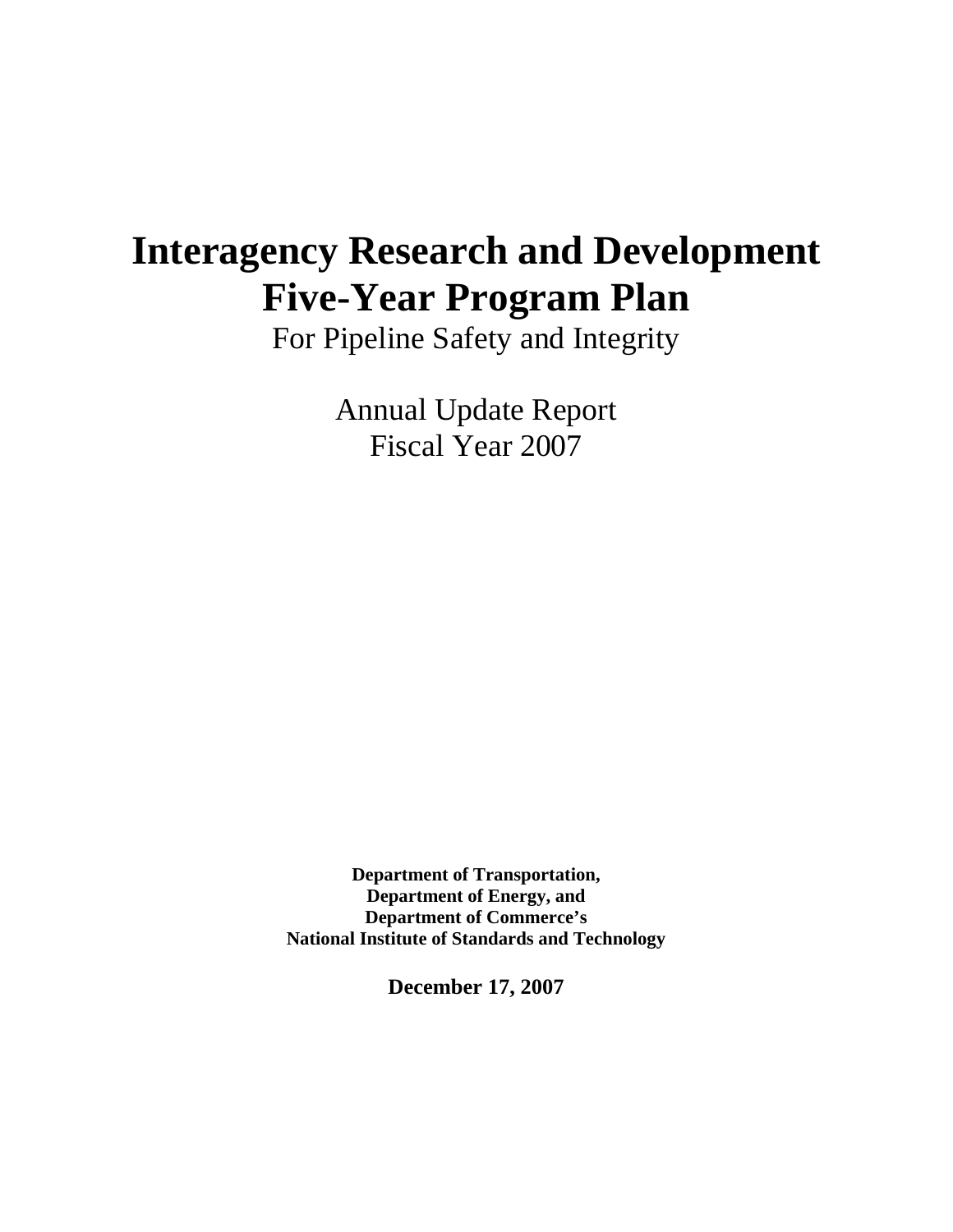# Interagency Research and Development Five-Year Program Plan

For Pipeline Safety and Integrity

Annual Update Report
Fiscal Year 2007

**Department of Transportation,**
**Department of Energy, and**
**Department of Commerce's**
**National Institute of Standards and Technology**

**December 17, 2007**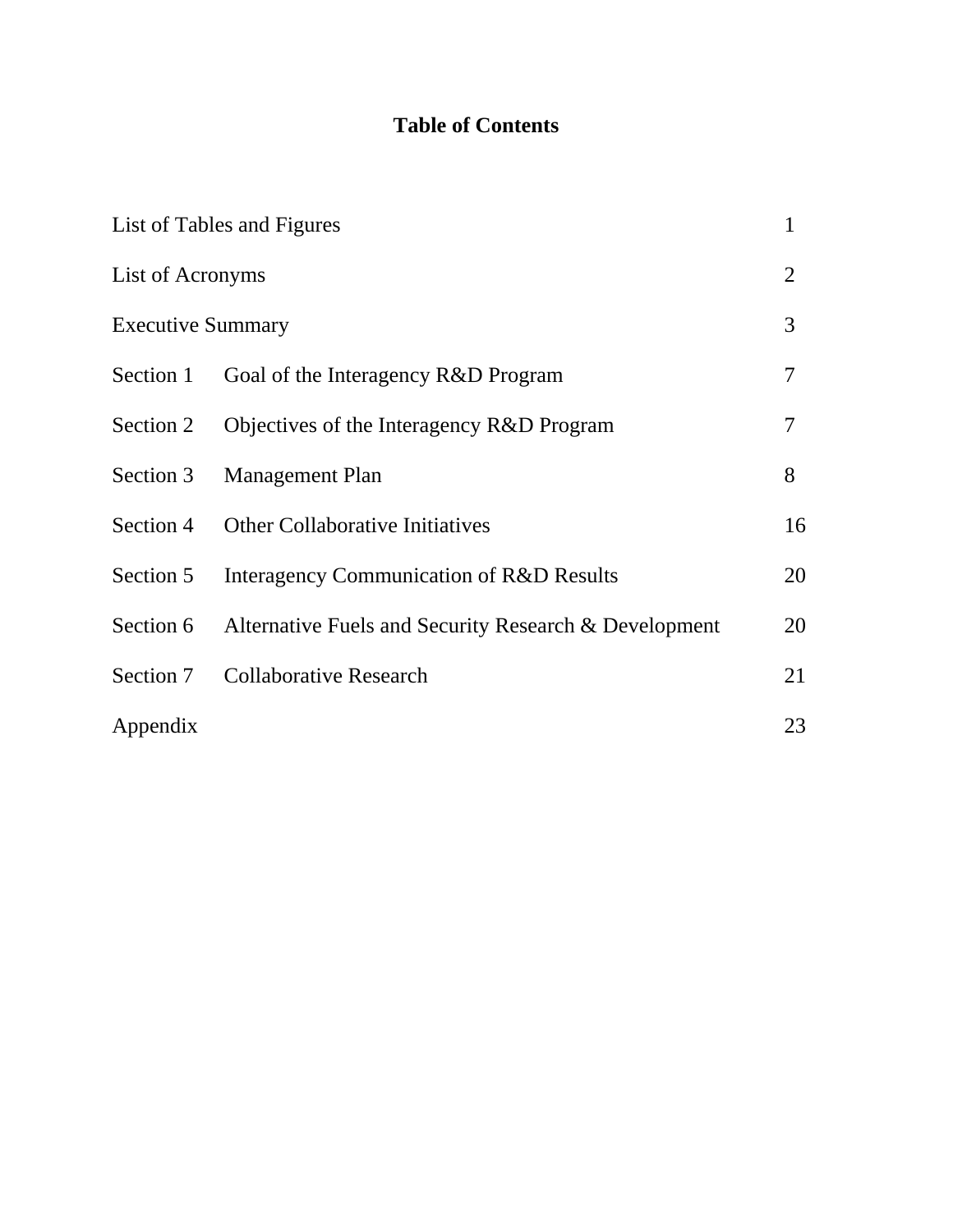# Table of Contents

| | | |
|---|---|---|
| List of Tables and Figures | | 1 |
| List of Acronyms | | 2 |
| Executive Summary | | 3 |
| Section 1 | Goal of the Interagency R&D Program | 7 |
| Section 2 | Objectives of the Interagency R&D Program | 7 |
| Section 3 | Management Plan | 8 |
| Section 4 | Other Collaborative Initiatives | 16 |
| Section 5 | Interagency Communication of R&D Results | 20 |
| Section 6 | Alternative Fuels and Security Research & Development | 20 |
| Section 7 | Collaborative Research | 21 |
| Appendix | | 23 |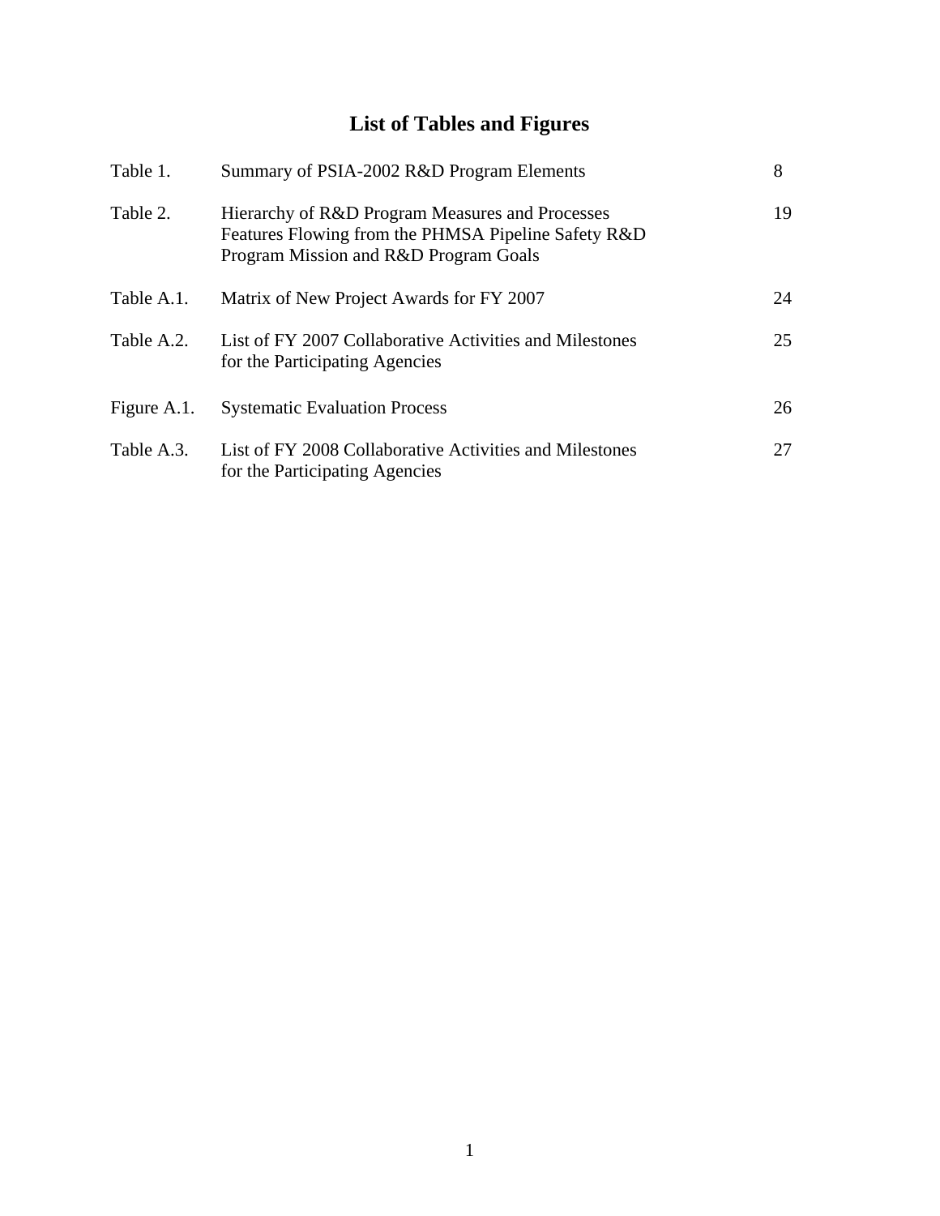# List of Tables and Figures

| | | |
|---|---|---|
| Table 1. | Summary of PSIA-2002 R&D Program Elements | 8 |
| Table 2. | Hierarchy of R&D Program Measures and Processes Features Flowing from the PHMSA Pipeline Safety R&D Program Mission and R&D Program Goals | 19 |
| Table A.1. | Matrix of New Project Awards for FY 2007 | 24 |
| Table A.2. | List of FY 2007 Collaborative Activities and Milestones for the Participating Agencies | 25 |
| Figure A.1. | Systematic Evaluation Process | 26 |
| Table A.3. | List of FY 2008 Collaborative Activities and Milestones for the Participating Agencies | 27 |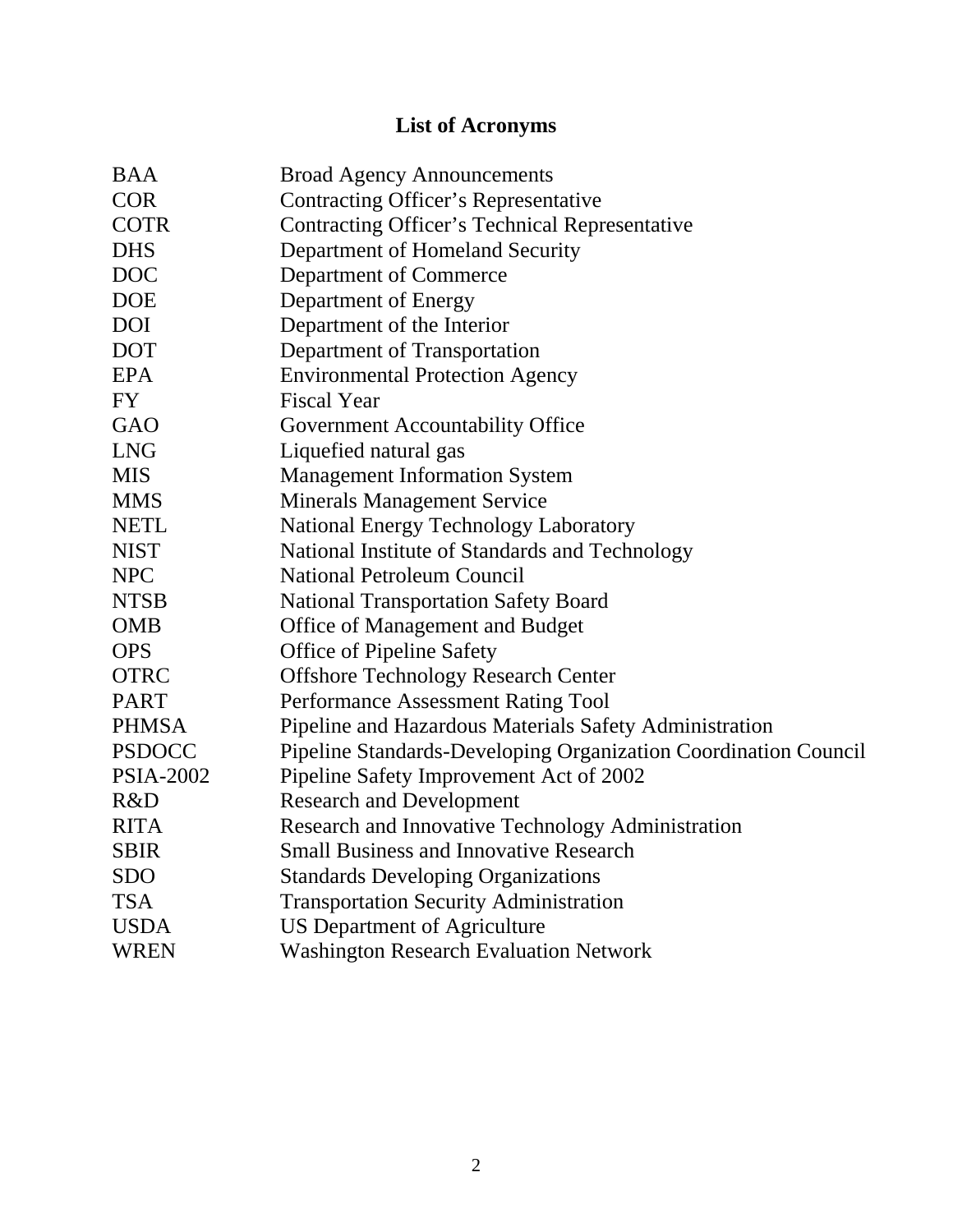## List of Acronyms

| | |
|---|---|
| BAA | Broad Agency Announcements |
| COR | Contracting Officer's Representative |
| COTR | Contracting Officer's Technical Representative |
| DHS | Department of Homeland Security |
| DOC | Department of Commerce |
| DOE | Department of Energy |
| DOI | Department of the Interior |
| DOT | Department of Transportation |
| EPA | Environmental Protection Agency |
| FY | Fiscal Year |
| GAO | Government Accountability Office |
| LNG | Liquefied natural gas |
| MIS | Management Information System |
| MMS | Minerals Management Service |
| NETL | National Energy Technology Laboratory |
| NIST | National Institute of Standards and Technology |
| NPC | National Petroleum Council |
| NTSB | National Transportation Safety Board |
| OMB | Office of Management and Budget |
| OPS | Office of Pipeline Safety |
| OTRC | Offshore Technology Research Center |
| PART | Performance Assessment Rating Tool |
| PHMSA | Pipeline and Hazardous Materials Safety Administration |
| PSDOCC | Pipeline Standards-Developing Organization Coordination Council |
| PSIA-2002 | Pipeline Safety Improvement Act of 2002 |
| R&D | Research and Development |
| RITA | Research and Innovative Technology Administration |
| SBIR | Small Business and Innovative Research |
| SDO | Standards Developing Organizations |
| TSA | Transportation Security Administration |
| USDA | US Department of Agriculture |
| WREN | Washington Research Evaluation Network |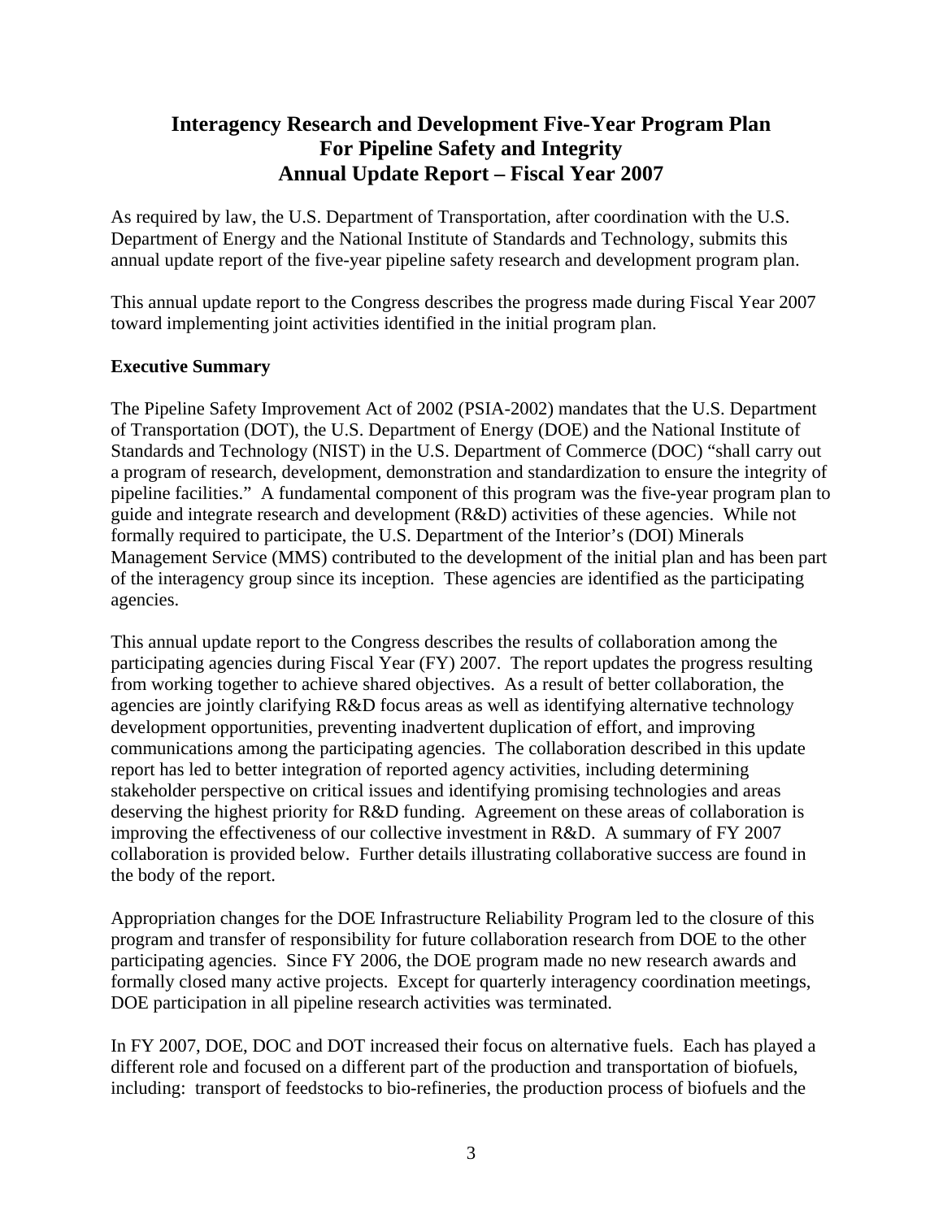# Interagency Research and Development Five-Year Program Plan For Pipeline Safety and Integrity Annual Update Report – Fiscal Year 2007

As required by law, the U.S. Department of Transportation, after coordination with the U.S. Department of Energy and the National Institute of Standards and Technology, submits this annual update report of the five-year pipeline safety research and development program plan.

This annual update report to the Congress describes the progress made during Fiscal Year 2007 toward implementing joint activities identified in the initial program plan.

**Executive Summary**

The Pipeline Safety Improvement Act of 2002 (PSIA-2002) mandates that the U.S. Department of Transportation (DOT), the U.S. Department of Energy (DOE) and the National Institute of Standards and Technology (NIST) in the U.S. Department of Commerce (DOC) "shall carry out a program of research, development, demonstration and standardization to ensure the integrity of pipeline facilities." A fundamental component of this program was the five-year program plan to guide and integrate research and development (R&D) activities of these agencies. While not formally required to participate, the U.S. Department of the Interior's (DOI) Minerals Management Service (MMS) contributed to the development of the initial plan and has been part of the interagency group since its inception. These agencies are identified as the participating agencies.

This annual update report to the Congress describes the results of collaboration among the participating agencies during Fiscal Year (FY) 2007. The report updates the progress resulting from working together to achieve shared objectives. As a result of better collaboration, the agencies are jointly clarifying R&D focus areas as well as identifying alternative technology development opportunities, preventing inadvertent duplication of effort, and improving communications among the participating agencies. The collaboration described in this update report has led to better integration of reported agency activities, including determining stakeholder perspective on critical issues and identifying promising technologies and areas deserving the highest priority for R&D funding. Agreement on these areas of collaboration is improving the effectiveness of our collective investment in R&D. A summary of FY 2007 collaboration is provided below. Further details illustrating collaborative success are found in the body of the report.

Appropriation changes for the DOE Infrastructure Reliability Program led to the closure of this program and transfer of responsibility for future collaboration research from DOE to the other participating agencies. Since FY 2006, the DOE program made no new research awards and formally closed many active projects. Except for quarterly interagency coordination meetings, DOE participation in all pipeline research activities was terminated.

In FY 2007, DOE, DOC and DOT increased their focus on alternative fuels. Each has played a different role and focused on a different part of the production and transportation of biofuels, including: transport of feedstocks to bio-refineries, the production process of biofuels and the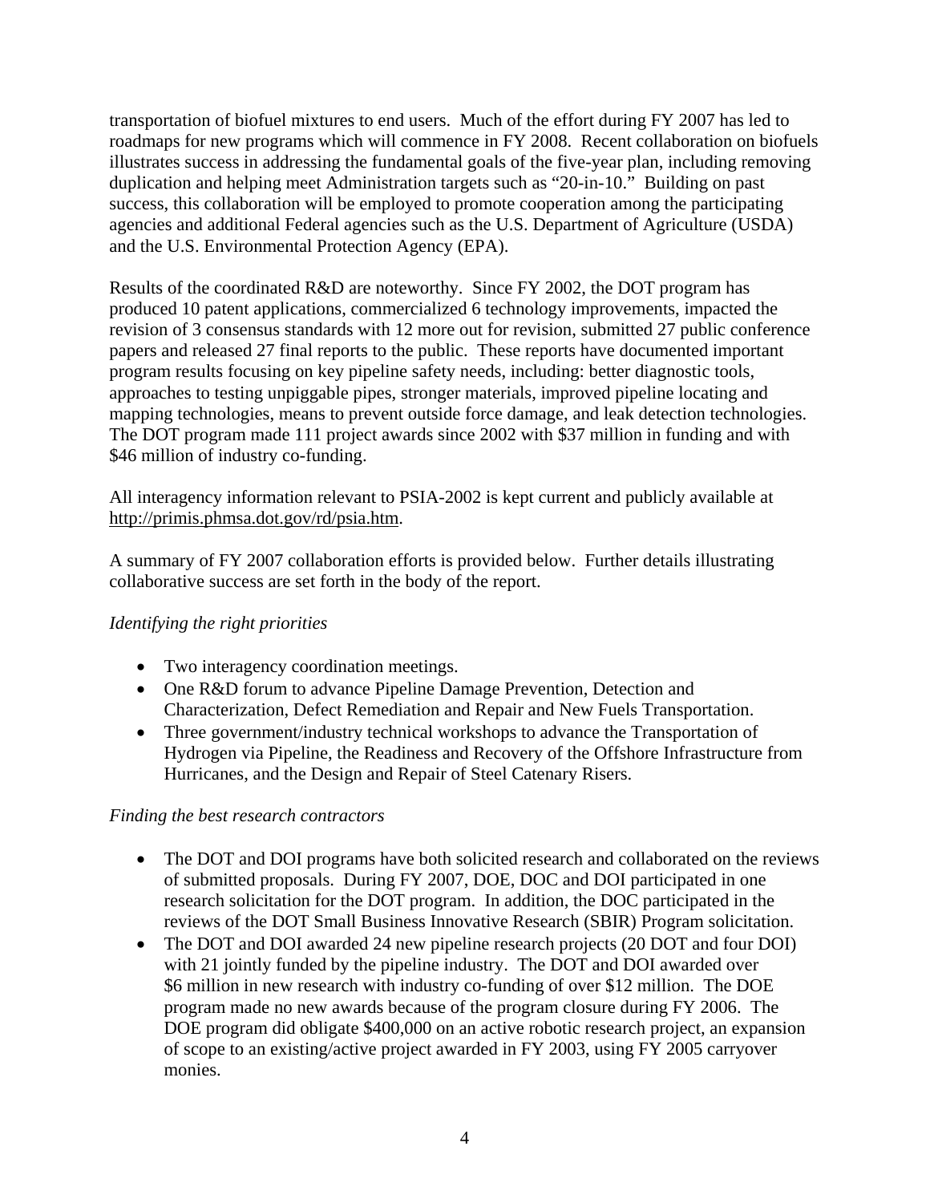transportation of biofuel mixtures to end users. Much of the effort during FY 2007 has led to roadmaps for new programs which will commence in FY 2008. Recent collaboration on biofuels illustrates success in addressing the fundamental goals of the five-year plan, including removing duplication and helping meet Administration targets such as "20-in-10." Building on past success, this collaboration will be employed to promote cooperation among the participating agencies and additional Federal agencies such as the U.S. Department of Agriculture (USDA) and the U.S. Environmental Protection Agency (EPA).

Results of the coordinated R&D are noteworthy. Since FY 2002, the DOT program has produced 10 patent applications, commercialized 6 technology improvements, impacted the revision of 3 consensus standards with 12 more out for revision, submitted 27 public conference papers and released 27 final reports to the public. These reports have documented important program results focusing on key pipeline safety needs, including: better diagnostic tools, approaches to testing unpiggable pipes, stronger materials, improved pipeline locating and mapping technologies, means to prevent outside force damage, and leak detection technologies. The DOT program made 111 project awards since 2002 with $37 million in funding and with $46 million of industry co-funding.

All interagency information relevant to PSIA-2002 is kept current and publicly available at http://primis.phmsa.dot.gov/rd/psia.htm.

A summary of FY 2007 collaboration efforts is provided below. Further details illustrating collaborative success are set forth in the body of the report.

*Identifying the right priorities*

- Two interagency coordination meetings.
- One R&D forum to advance Pipeline Damage Prevention, Detection and Characterization, Defect Remediation and Repair and New Fuels Transportation.
- Three government/industry technical workshops to advance the Transportation of Hydrogen via Pipeline, the Readiness and Recovery of the Offshore Infrastructure from Hurricanes, and the Design and Repair of Steel Catenary Risers.

*Finding the best research contractors*

- The DOT and DOI programs have both solicited research and collaborated on the reviews of submitted proposals. During FY 2007, DOE, DOC and DOI participated in one research solicitation for the DOT program. In addition, the DOC participated in the reviews of the DOT Small Business Innovative Research (SBIR) Program solicitation.
- The DOT and DOI awarded 24 new pipeline research projects (20 DOT and four DOI) with 21 jointly funded by the pipeline industry. The DOT and DOI awarded over $6 million in new research with industry co-funding of over $12 million. The DOE program made no new awards because of the program closure during FY 2006. The DOE program did obligate $400,000 on an active robotic research project, an expansion of scope to an existing/active project awarded in FY 2003, using FY 2005 carryover monies.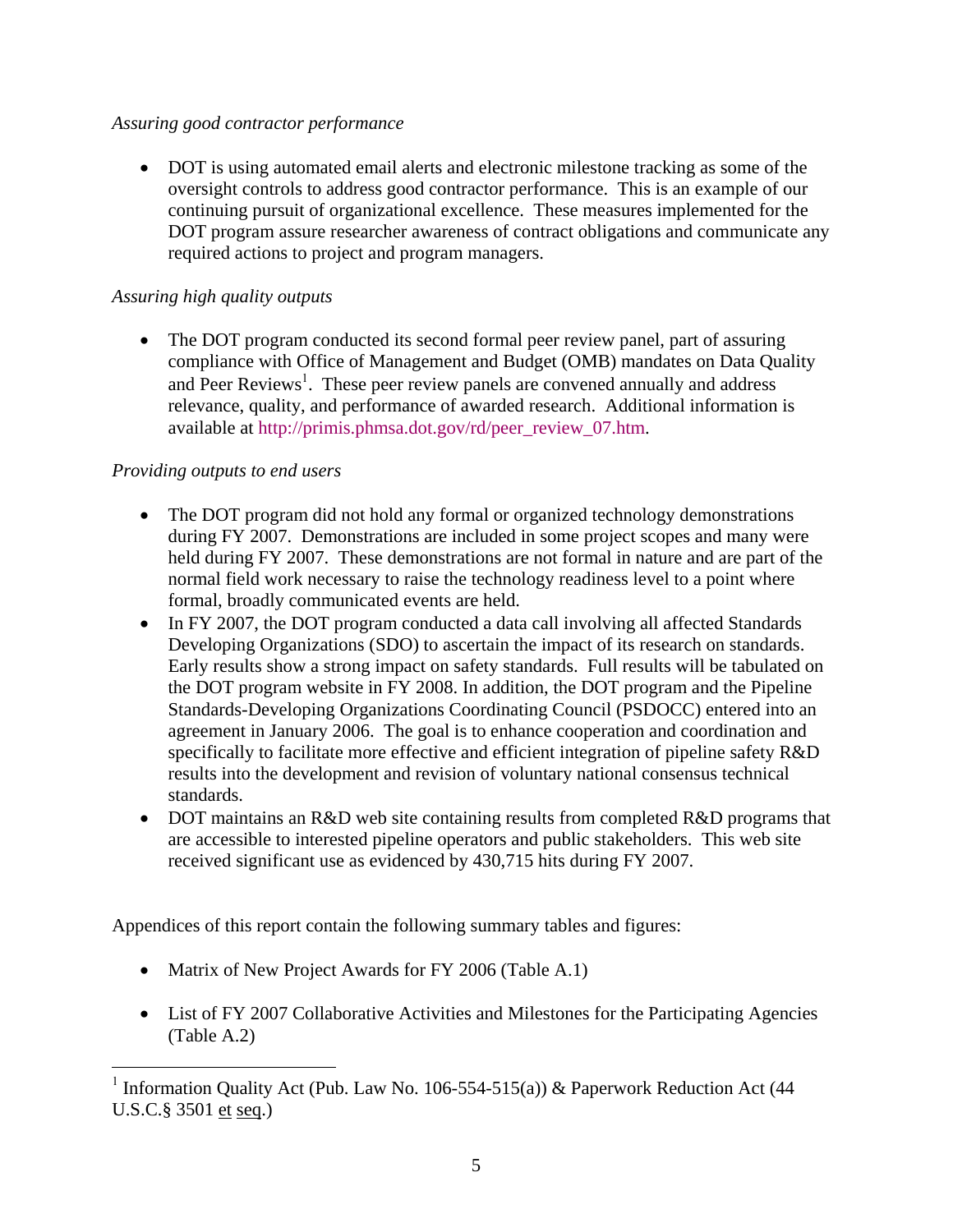*Assuring good contractor performance*

- DOT is using automated email alerts and electronic milestone tracking as some of the oversight controls to address good contractor performance. This is an example of our continuing pursuit of organizational excellence. These measures implemented for the DOT program assure researcher awareness of contract obligations and communicate any required actions to project and program managers.

*Assuring high quality outputs*

- The DOT program conducted its second formal peer review panel, part of assuring compliance with Office of Management and Budget (OMB) mandates on Data Quality and Peer Reviews[1]. These peer review panels are convened annually and address relevance, quality, and performance of awarded research. Additional information is available at http://primis.phmsa.dot.gov/rd/peer_review_07.htm.

*Providing outputs to end users*

- The DOT program did not hold any formal or organized technology demonstrations during FY 2007. Demonstrations are included in some project scopes and many were held during FY 2007. These demonstrations are not formal in nature and are part of the normal field work necessary to raise the technology readiness level to a point where formal, broadly communicated events are held.
- In FY 2007, the DOT program conducted a data call involving all affected Standards Developing Organizations (SDO) to ascertain the impact of its research on standards. Early results show a strong impact on safety standards. Full results will be tabulated on the DOT program website in FY 2008. In addition, the DOT program and the Pipeline Standards-Developing Organizations Coordinating Council (PSDOCC) entered into an agreement in January 2006. The goal is to enhance cooperation and coordination and specifically to facilitate more effective and efficient integration of pipeline safety R&D results into the development and revision of voluntary national consensus technical standards.
- DOT maintains an R&D web site containing results from completed R&D programs that are accessible to interested pipeline operators and public stakeholders. This web site received significant use as evidenced by 430,715 hits during FY 2007.

Appendices of this report contain the following summary tables and figures:

- Matrix of New Project Awards for FY 2006 (Table A.1)
- List of FY 2007 Collaborative Activities and Milestones for the Participating Agencies (Table A.2)

[1] Information Quality Act (Pub. Law No. 106-554-515(a)) & Paperwork Reduction Act (44 U.S.C.§ 3501 et seq.)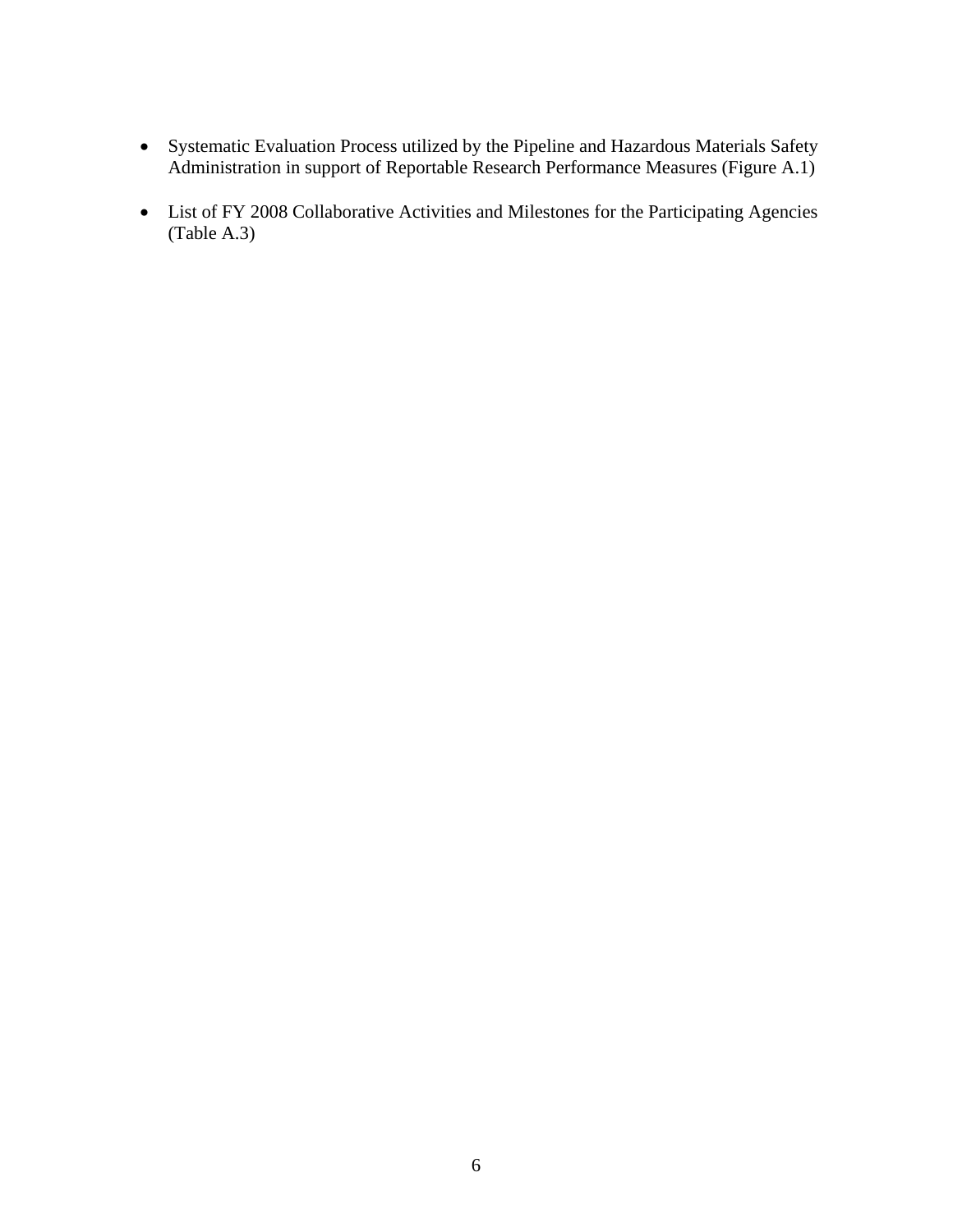- Systematic Evaluation Process utilized by the Pipeline and Hazardous Materials Safety Administration in support of Reportable Research Performance Measures (Figure A.1)

- List of FY 2008 Collaborative Activities and Milestones for the Participating Agencies (Table A.3)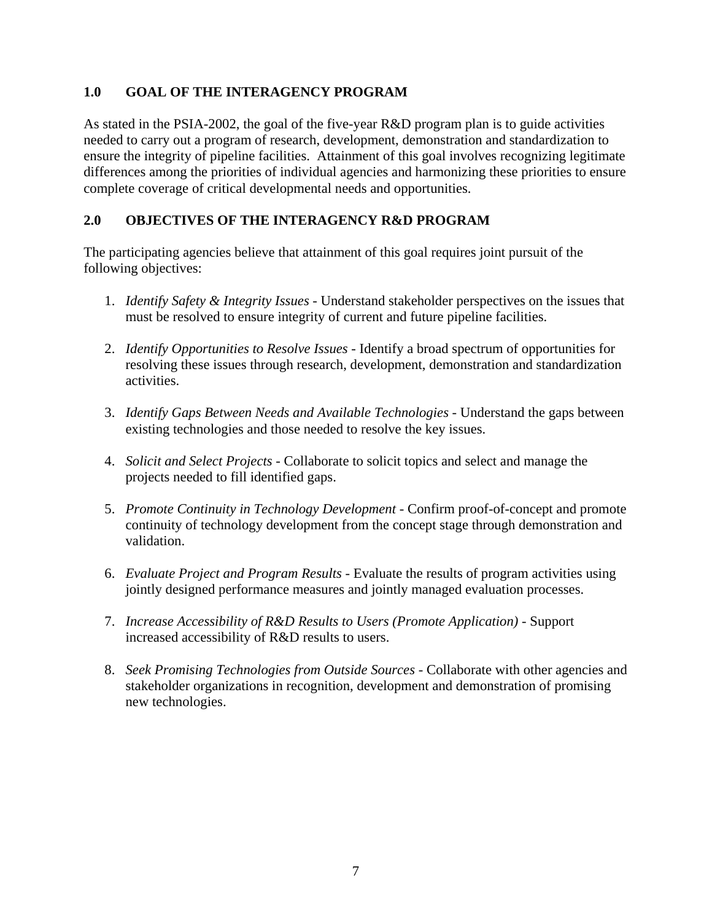## 1.0 GOAL OF THE INTERAGENCY PROGRAM

As stated in the PSIA-2002, the goal of the five-year R&D program plan is to guide activities needed to carry out a program of research, development, demonstration and standardization to ensure the integrity of pipeline facilities. Attainment of this goal involves recognizing legitimate differences among the priorities of individual agencies and harmonizing these priorities to ensure complete coverage of critical developmental needs and opportunities.

## 2.0 OBJECTIVES OF THE INTERAGENCY R&D PROGRAM

The participating agencies believe that attainment of this goal requires joint pursuit of the following objectives:

1. *Identify Safety & Integrity Issues* - Understand stakeholder perspectives on the issues that must be resolved to ensure integrity of current and future pipeline facilities.

2. *Identify Opportunities to Resolve Issues* - Identify a broad spectrum of opportunities for resolving these issues through research, development, demonstration and standardization activities.

3. *Identify Gaps Between Needs and Available Technologies* - Understand the gaps between existing technologies and those needed to resolve the key issues.

4. *Solicit and Select Projects* - Collaborate to solicit topics and select and manage the projects needed to fill identified gaps.

5. *Promote Continuity in Technology Development* - Confirm proof-of-concept and promote continuity of technology development from the concept stage through demonstration and validation.

6. *Evaluate Project and Program Results* - Evaluate the results of program activities using jointly designed performance measures and jointly managed evaluation processes.

7. *Increase Accessibility of R&D Results to Users (Promote Application)* - Support increased accessibility of R&D results to users.

8. *Seek Promising Technologies from Outside Sources* - Collaborate with other agencies and stakeholder organizations in recognition, development and demonstration of promising new technologies.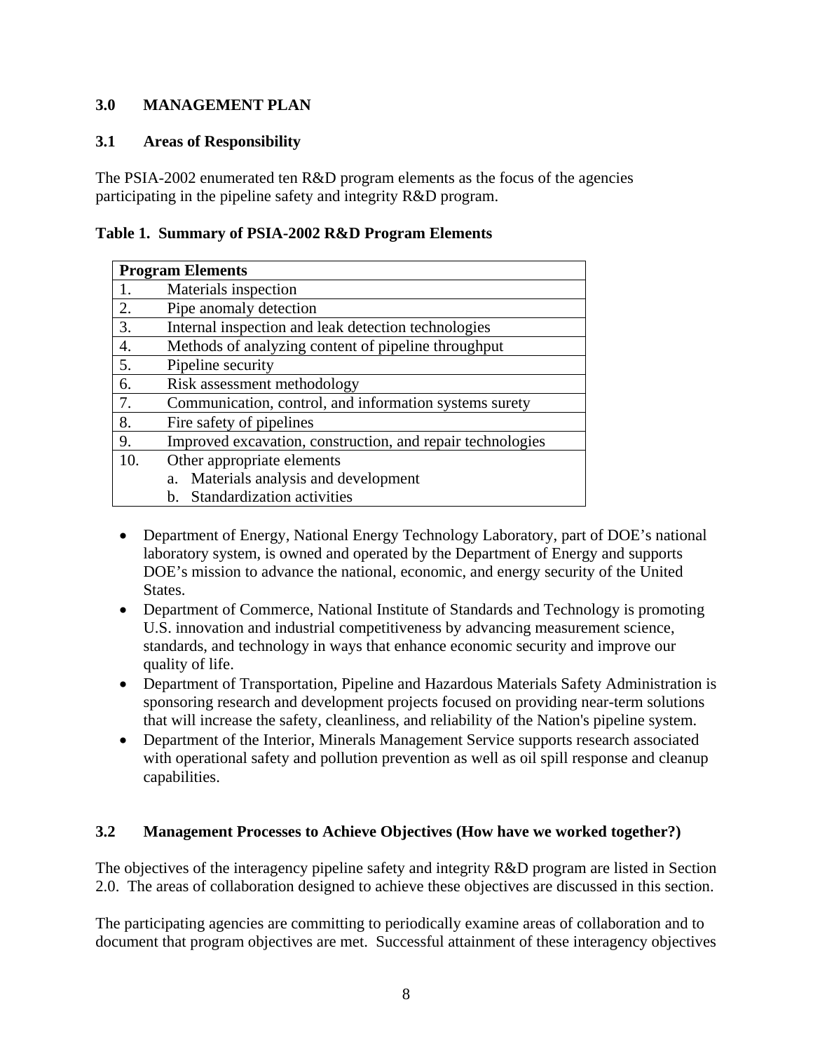## 3.0 MANAGEMENT PLAN

### 3.1 Areas of Responsibility

The PSIA-2002 enumerated ten R&D program elements as the focus of the agencies participating in the pipeline safety and integrity R&D program.

**Table 1. Summary of PSIA-2002 R&D Program Elements**

| Program Elements | |
|---|---|
| 1. | Materials inspection |
| 2. | Pipe anomaly detection |
| 3. | Internal inspection and leak detection technologies |
| 4. | Methods of analyzing content of pipeline throughput |
| 5. | Pipeline security |
| 6. | Risk assessment methodology |
| 7. | Communication, control, and information systems surety |
| 8. | Fire safety of pipelines |
| 9. | Improved excavation, construction, and repair technologies |
| 10. | Other appropriate elements<br>a. Materials analysis and development<br>b. Standardization activities |

- Department of Energy, National Energy Technology Laboratory, part of DOE's national laboratory system, is owned and operated by the Department of Energy and supports DOE's mission to advance the national, economic, and energy security of the United States.
- Department of Commerce, National Institute of Standards and Technology is promoting U.S. innovation and industrial competitiveness by advancing measurement science, standards, and technology in ways that enhance economic security and improve our quality of life.
- Department of Transportation, Pipeline and Hazardous Materials Safety Administration is sponsoring research and development projects focused on providing near-term solutions that will increase the safety, cleanliness, and reliability of the Nation's pipeline system.
- Department of the Interior, Minerals Management Service supports research associated with operational safety and pollution prevention as well as oil spill response and cleanup capabilities.

### 3.2 Management Processes to Achieve Objectives (How have we worked together?)

The objectives of the interagency pipeline safety and integrity R&D program are listed in Section 2.0. The areas of collaboration designed to achieve these objectives are discussed in this section.

The participating agencies are committing to periodically examine areas of collaboration and to document that program objectives are met. Successful attainment of these interagency objectives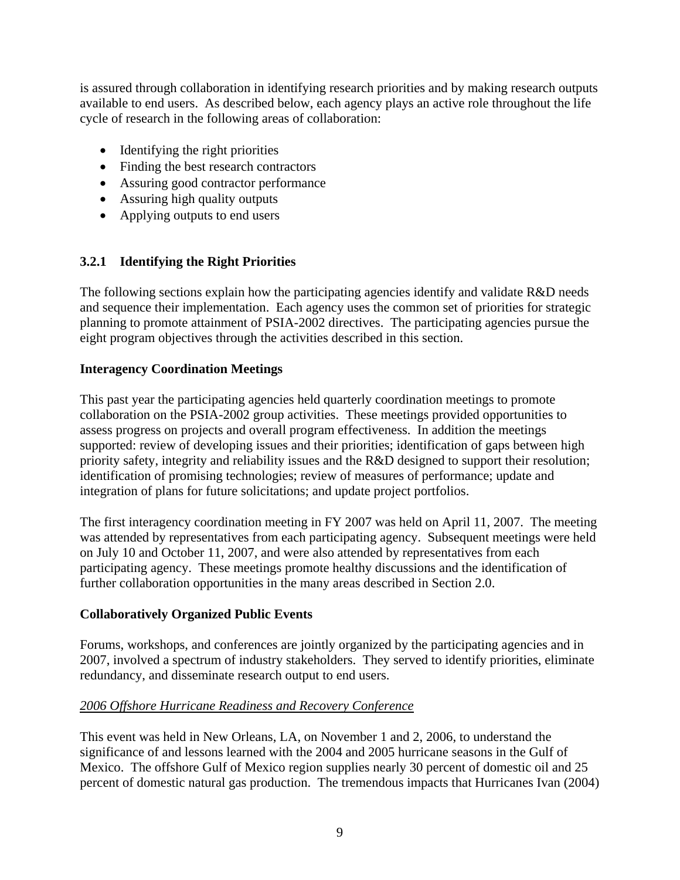is assured through collaboration in identifying research priorities and by making research outputs available to end users. As described below, each agency plays an active role throughout the life cycle of research in the following areas of collaboration:

- Identifying the right priorities
- Finding the best research contractors
- Assuring good contractor performance
- Assuring high quality outputs
- Applying outputs to end users

### 3.2.1 Identifying the Right Priorities

The following sections explain how the participating agencies identify and validate R&D needs and sequence their implementation. Each agency uses the common set of priorities for strategic planning to promote attainment of PSIA-2002 directives. The participating agencies pursue the eight program objectives through the activities described in this section.

**Interagency Coordination Meetings**

This past year the participating agencies held quarterly coordination meetings to promote collaboration on the PSIA-2002 group activities. These meetings provided opportunities to assess progress on projects and overall program effectiveness. In addition the meetings supported: review of developing issues and their priorities; identification of gaps between high priority safety, integrity and reliability issues and the R&D designed to support their resolution; identification of promising technologies; review of measures of performance; update and integration of plans for future solicitations; and update project portfolios.

The first interagency coordination meeting in FY 2007 was held on April 11, 2007. The meeting was attended by representatives from each participating agency. Subsequent meetings were held on July 10 and October 11, 2007, and were also attended by representatives from each participating agency. These meetings promote healthy discussions and the identification of further collaboration opportunities in the many areas described in Section 2.0.

**Collaboratively Organized Public Events**

Forums, workshops, and conferences are jointly organized by the participating agencies and in 2007, involved a spectrum of industry stakeholders. They served to identify priorities, eliminate redundancy, and disseminate research output to end users.

*2006 Offshore Hurricane Readiness and Recovery Conference*

This event was held in New Orleans, LA, on November 1 and 2, 2006, to understand the significance of and lessons learned with the 2004 and 2005 hurricane seasons in the Gulf of Mexico. The offshore Gulf of Mexico region supplies nearly 30 percent of domestic oil and 25 percent of domestic natural gas production. The tremendous impacts that Hurricanes Ivan (2004)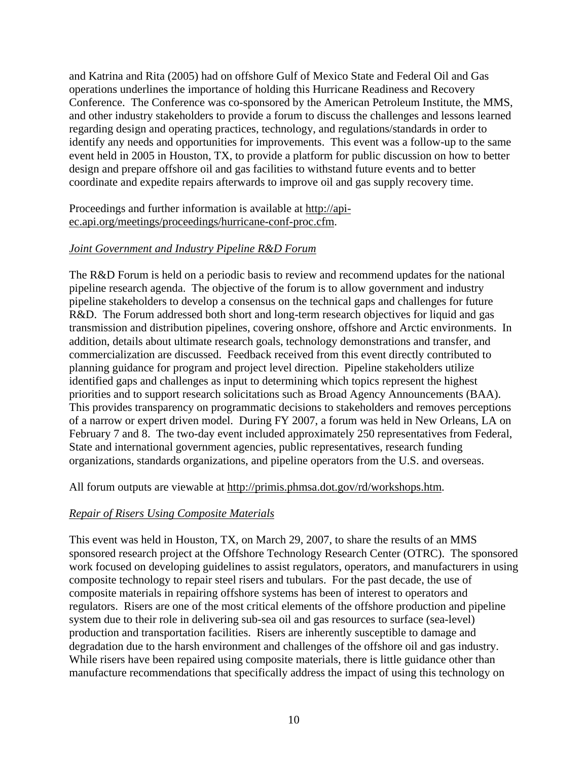and Katrina and Rita (2005) had on offshore Gulf of Mexico State and Federal Oil and Gas operations underlines the importance of holding this Hurricane Readiness and Recovery Conference. The Conference was co-sponsored by the American Petroleum Institute, the MMS, and other industry stakeholders to provide a forum to discuss the challenges and lessons learned regarding design and operating practices, technology, and regulations/standards in order to identify any needs and opportunities for improvements. This event was a follow-up to the same event held in 2005 in Houston, TX, to provide a platform for public discussion on how to better design and prepare offshore oil and gas facilities to withstand future events and to better coordinate and expedite repairs afterwards to improve oil and gas supply recovery time.

Proceedings and further information is available at http://api-ec.api.org/meetings/proceedings/hurricane-conf-proc.cfm.

*Joint Government and Industry Pipeline R&D Forum*

The R&D Forum is held on a periodic basis to review and recommend updates for the national pipeline research agenda. The objective of the forum is to allow government and industry pipeline stakeholders to develop a consensus on the technical gaps and challenges for future R&D. The Forum addressed both short and long-term research objectives for liquid and gas transmission and distribution pipelines, covering onshore, offshore and Arctic environments. In addition, details about ultimate research goals, technology demonstrations and transfer, and commercialization are discussed. Feedback received from this event directly contributed to planning guidance for program and project level direction. Pipeline stakeholders utilize identified gaps and challenges as input to determining which topics represent the highest priorities and to support research solicitations such as Broad Agency Announcements (BAA). This provides transparency on programmatic decisions to stakeholders and removes perceptions of a narrow or expert driven model. During FY 2007, a forum was held in New Orleans, LA on February 7 and 8. The two-day event included approximately 250 representatives from Federal, State and international government agencies, public representatives, research funding organizations, standards organizations, and pipeline operators from the U.S. and overseas.

All forum outputs are viewable at http://primis.phmsa.dot.gov/rd/workshops.htm.

*Repair of Risers Using Composite Materials*

This event was held in Houston, TX, on March 29, 2007, to share the results of an MMS sponsored research project at the Offshore Technology Research Center (OTRC). The sponsored work focused on developing guidelines to assist regulators, operators, and manufacturers in using composite technology to repair steel risers and tubulars. For the past decade, the use of composite materials in repairing offshore systems has been of interest to operators and regulators. Risers are one of the most critical elements of the offshore production and pipeline system due to their role in delivering sub-sea oil and gas resources to surface (sea-level) production and transportation facilities. Risers are inherently susceptible to damage and degradation due to the harsh environment and challenges of the offshore oil and gas industry. While risers have been repaired using composite materials, there is little guidance other than manufacture recommendations that specifically address the impact of using this technology on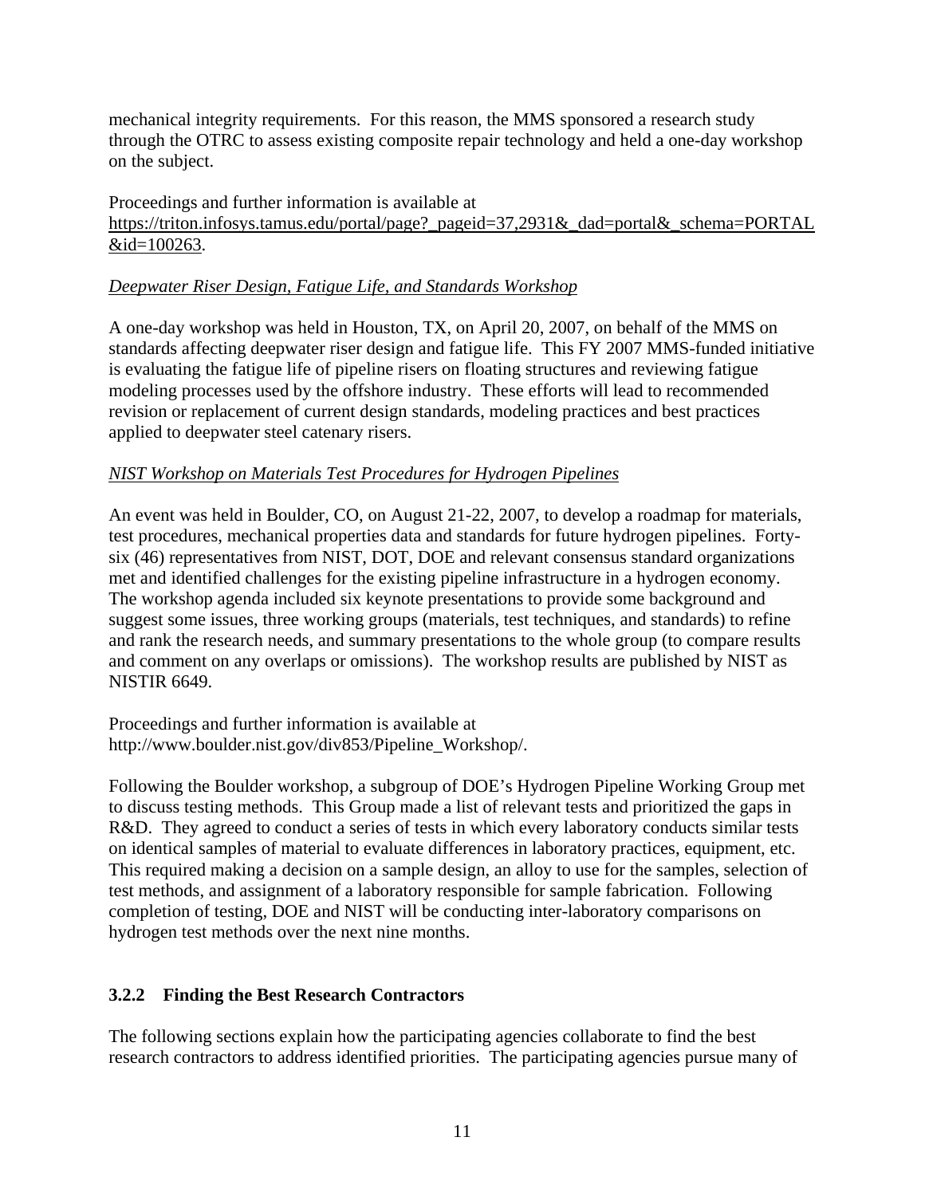mechanical integrity requirements. For this reason, the MMS sponsored a research study through the OTRC to assess existing composite repair technology and held a one-day workshop on the subject.

Proceedings and further information is available at https://triton.infosys.tamus.edu/portal/page?_pageid=37,2931&_dad=portal&_schema=PORTAL&id=100263.

*Deepwater Riser Design, Fatigue Life, and Standards Workshop*

A one-day workshop was held in Houston, TX, on April 20, 2007, on behalf of the MMS on standards affecting deepwater riser design and fatigue life. This FY 2007 MMS-funded initiative is evaluating the fatigue life of pipeline risers on floating structures and reviewing fatigue modeling processes used by the offshore industry. These efforts will lead to recommended revision or replacement of current design standards, modeling practices and best practices applied to deepwater steel catenary risers.

*NIST Workshop on Materials Test Procedures for Hydrogen Pipelines*

An event was held in Boulder, CO, on August 21-22, 2007, to develop a roadmap for materials, test procedures, mechanical properties data and standards for future hydrogen pipelines. Forty-six (46) representatives from NIST, DOT, DOE and relevant consensus standard organizations met and identified challenges for the existing pipeline infrastructure in a hydrogen economy. The workshop agenda included six keynote presentations to provide some background and suggest some issues, three working groups (materials, test techniques, and standards) to refine and rank the research needs, and summary presentations to the whole group (to compare results and comment on any overlaps or omissions). The workshop results are published by NIST as NISTIR 6649.

Proceedings and further information is available at http://www.boulder.nist.gov/div853/Pipeline_Workshop/.

Following the Boulder workshop, a subgroup of DOE's Hydrogen Pipeline Working Group met to discuss testing methods. This Group made a list of relevant tests and prioritized the gaps in R&D. They agreed to conduct a series of tests in which every laboratory conducts similar tests on identical samples of material to evaluate differences in laboratory practices, equipment, etc. This required making a decision on a sample design, an alloy to use for the samples, selection of test methods, and assignment of a laboratory responsible for sample fabrication. Following completion of testing, DOE and NIST will be conducting inter-laboratory comparisons on hydrogen test methods over the next nine months.

### 3.2.2 Finding the Best Research Contractors

The following sections explain how the participating agencies collaborate to find the best research contractors to address identified priorities. The participating agencies pursue many of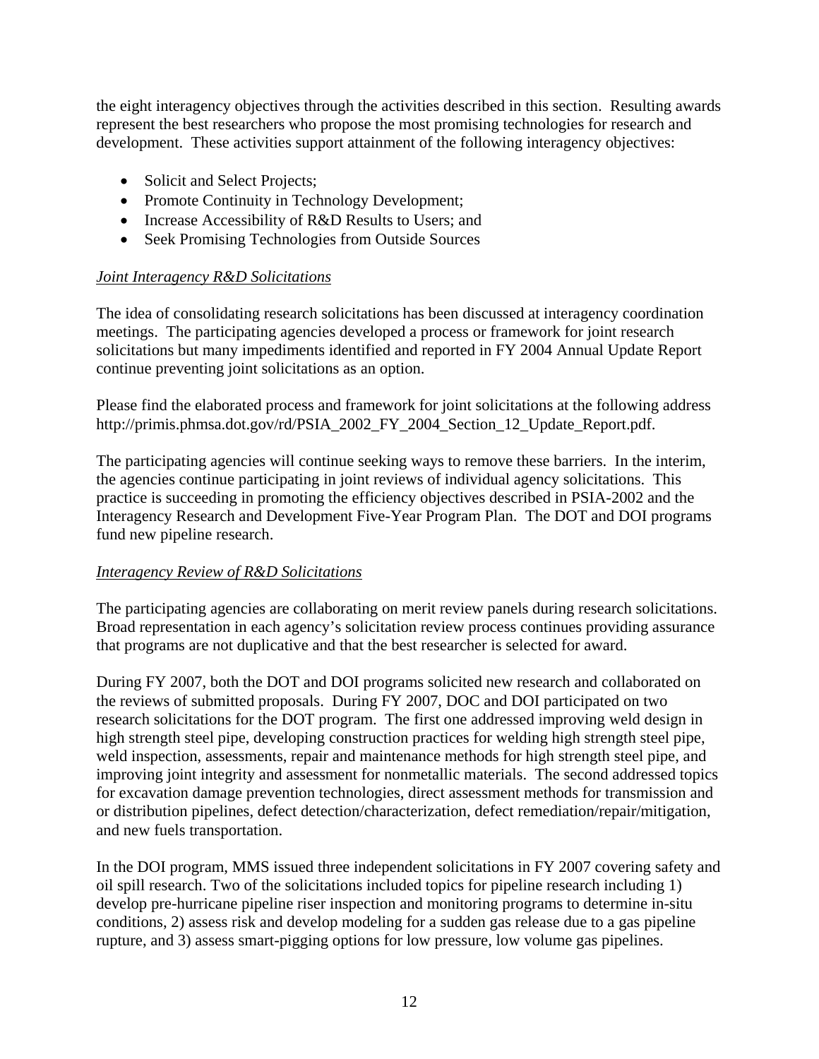the eight interagency objectives through the activities described in this section. Resulting awards represent the best researchers who propose the most promising technologies for research and development. These activities support attainment of the following interagency objectives:

- Solicit and Select Projects;
- Promote Continuity in Technology Development;
- Increase Accessibility of R&D Results to Users; and
- Seek Promising Technologies from Outside Sources

*Joint Interagency R&D Solicitations*

The idea of consolidating research solicitations has been discussed at interagency coordination meetings. The participating agencies developed a process or framework for joint research solicitations but many impediments identified and reported in FY 2004 Annual Update Report continue preventing joint solicitations as an option.

Please find the elaborated process and framework for joint solicitations at the following address http://primis.phmsa.dot.gov/rd/PSIA_2002_FY_2004_Section_12_Update_Report.pdf.

The participating agencies will continue seeking ways to remove these barriers. In the interim, the agencies continue participating in joint reviews of individual agency solicitations. This practice is succeeding in promoting the efficiency objectives described in PSIA-2002 and the Interagency Research and Development Five-Year Program Plan. The DOT and DOI programs fund new pipeline research.

*Interagency Review of R&D Solicitations*

The participating agencies are collaborating on merit review panels during research solicitations. Broad representation in each agency's solicitation review process continues providing assurance that programs are not duplicative and that the best researcher is selected for award.

During FY 2007, both the DOT and DOI programs solicited new research and collaborated on the reviews of submitted proposals. During FY 2007, DOC and DOI participated on two research solicitations for the DOT program. The first one addressed improving weld design in high strength steel pipe, developing construction practices for welding high strength steel pipe, weld inspection, assessments, repair and maintenance methods for high strength steel pipe, and improving joint integrity and assessment for nonmetallic materials. The second addressed topics for excavation damage prevention technologies, direct assessment methods for transmission and or distribution pipelines, defect detection/characterization, defect remediation/repair/mitigation, and new fuels transportation.

In the DOI program, MMS issued three independent solicitations in FY 2007 covering safety and oil spill research. Two of the solicitations included topics for pipeline research including 1) develop pre-hurricane pipeline riser inspection and monitoring programs to determine in-situ conditions, 2) assess risk and develop modeling for a sudden gas release due to a gas pipeline rupture, and 3) assess smart-pigging options for low pressure, low volume gas pipelines.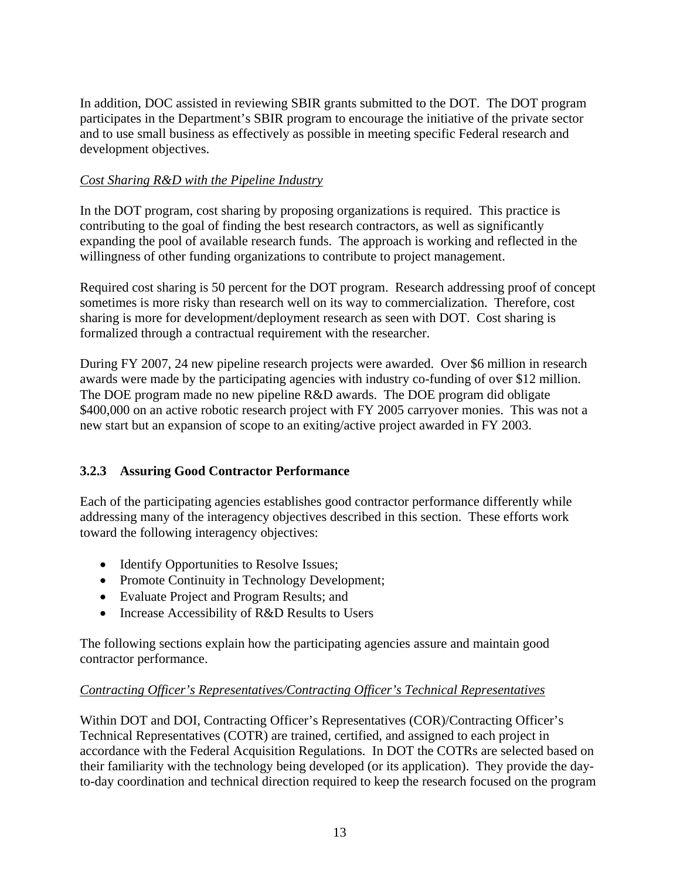In addition, DOC assisted in reviewing SBIR grants submitted to the DOT. The DOT program participates in the Department's SBIR program to encourage the initiative of the private sector and to use small business as effectively as possible in meeting specific Federal research and development objectives.

*Cost Sharing R&D with the Pipeline Industry*

In the DOT program, cost sharing by proposing organizations is required. This practice is contributing to the goal of finding the best research contractors, as well as significantly expanding the pool of available research funds. The approach is working and reflected in the willingness of other funding organizations to contribute to project management.

Required cost sharing is 50 percent for the DOT program. Research addressing proof of concept sometimes is more risky than research well on its way to commercialization. Therefore, cost sharing is more for development/deployment research as seen with DOT. Cost sharing is formalized through a contractual requirement with the researcher.

During FY 2007, 24 new pipeline research projects were awarded. Over $6 million in research awards were made by the participating agencies with industry co-funding of over $12 million. The DOE program made no new pipeline R&D awards. The DOE program did obligate $400,000 on an active robotic research project with FY 2005 carryover monies. This was not a new start but an expansion of scope to an exiting/active project awarded in FY 2003.

### 3.2.3 Assuring Good Contractor Performance

Each of the participating agencies establishes good contractor performance differently while addressing many of the interagency objectives described in this section. These efforts work toward the following interagency objectives:

- Identify Opportunities to Resolve Issues;
- Promote Continuity in Technology Development;
- Evaluate Project and Program Results; and
- Increase Accessibility of R&D Results to Users

The following sections explain how the participating agencies assure and maintain good contractor performance.

*Contracting Officer's Representatives/Contracting Officer's Technical Representatives*

Within DOT and DOI, Contracting Officer's Representatives (COR)/Contracting Officer's Technical Representatives (COTR) are trained, certified, and assigned to each project in accordance with the Federal Acquisition Regulations. In DOT the COTRs are selected based on their familiarity with the technology being developed (or its application). They provide the day-to-day coordination and technical direction required to keep the research focused on the program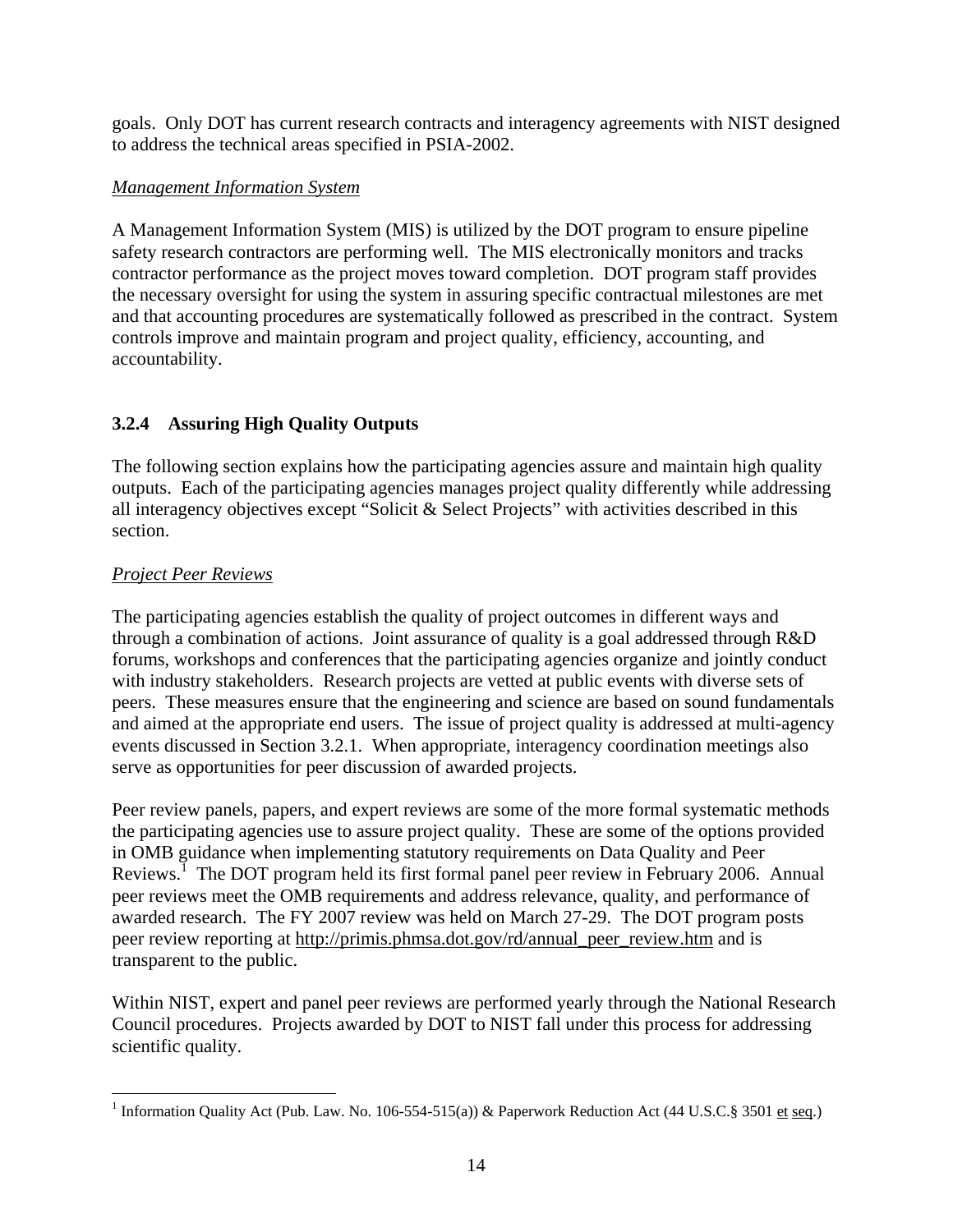goals. Only DOT has current research contracts and interagency agreements with NIST designed to address the technical areas specified in PSIA-2002.

*Management Information System*

A Management Information System (MIS) is utilized by the DOT program to ensure pipeline safety research contractors are performing well. The MIS electronically monitors and tracks contractor performance as the project moves toward completion. DOT program staff provides the necessary oversight for using the system in assuring specific contractual milestones are met and that accounting procedures are systematically followed as prescribed in the contract. System controls improve and maintain program and project quality, efficiency, accounting, and accountability.

### 3.2.4 Assuring High Quality Outputs

The following section explains how the participating agencies assure and maintain high quality outputs. Each of the participating agencies manages project quality differently while addressing all interagency objectives except "Solicit & Select Projects" with activities described in this section.

*Project Peer Reviews*

The participating agencies establish the quality of project outcomes in different ways and through a combination of actions. Joint assurance of quality is a goal addressed through R&D forums, workshops and conferences that the participating agencies organize and jointly conduct with industry stakeholders. Research projects are vetted at public events with diverse sets of peers. These measures ensure that the engineering and science are based on sound fundamentals and aimed at the appropriate end users. The issue of project quality is addressed at multi-agency events discussed in Section 3.2.1. When appropriate, interagency coordination meetings also serve as opportunities for peer discussion of awarded projects.

Peer review panels, papers, and expert reviews are some of the more formal systematic methods the participating agencies use to assure project quality. These are some of the options provided in OMB guidance when implementing statutory requirements on Data Quality and Peer Reviews.[1] The DOT program held its first formal panel peer review in February 2006. Annual peer reviews meet the OMB requirements and address relevance, quality, and performance of awarded research. The FY 2007 review was held on March 27-29. The DOT program posts peer review reporting at http://primis.phmsa.dot.gov/rd/annual_peer_review.htm and is transparent to the public.

Within NIST, expert and panel peer reviews are performed yearly through the National Research Council procedures. Projects awarded by DOT to NIST fall under this process for addressing scientific quality.

---

[1] Information Quality Act (Pub. Law. No. 106-554-515(a)) & Paperwork Reduction Act (44 U.S.C.§ 3501 et seq.)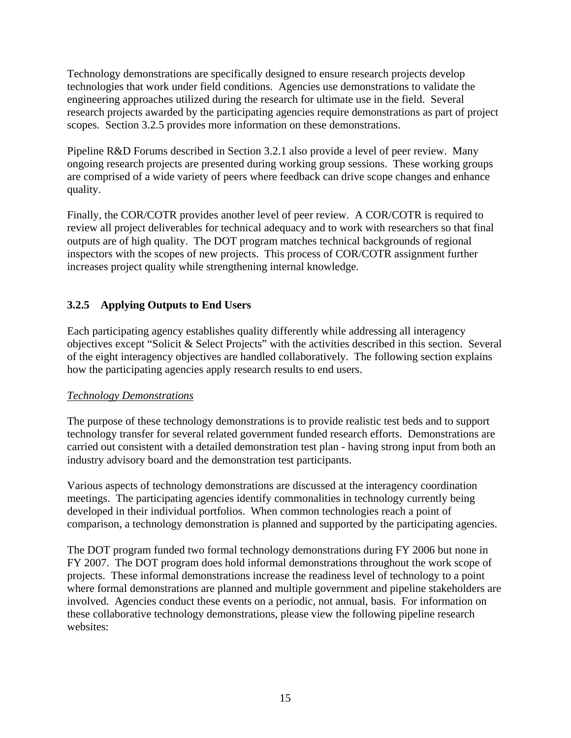Technology demonstrations are specifically designed to ensure research projects develop technologies that work under field conditions. Agencies use demonstrations to validate the engineering approaches utilized during the research for ultimate use in the field. Several research projects awarded by the participating agencies require demonstrations as part of project scopes. Section 3.2.5 provides more information on these demonstrations.

Pipeline R&D Forums described in Section 3.2.1 also provide a level of peer review. Many ongoing research projects are presented during working group sessions. These working groups are comprised of a wide variety of peers where feedback can drive scope changes and enhance quality.

Finally, the COR/COTR provides another level of peer review. A COR/COTR is required to review all project deliverables for technical adequacy and to work with researchers so that final outputs are of high quality. The DOT program matches technical backgrounds of regional inspectors with the scopes of new projects. This process of COR/COTR assignment further increases project quality while strengthening internal knowledge.

### 3.2.5 Applying Outputs to End Users

Each participating agency establishes quality differently while addressing all interagency objectives except "Solicit & Select Projects" with the activities described in this section. Several of the eight interagency objectives are handled collaboratively. The following section explains how the participating agencies apply research results to end users.

*Technology Demonstrations*

The purpose of these technology demonstrations is to provide realistic test beds and to support technology transfer for several related government funded research efforts. Demonstrations are carried out consistent with a detailed demonstration test plan - having strong input from both an industry advisory board and the demonstration test participants.

Various aspects of technology demonstrations are discussed at the interagency coordination meetings. The participating agencies identify commonalities in technology currently being developed in their individual portfolios. When common technologies reach a point of comparison, a technology demonstration is planned and supported by the participating agencies.

The DOT program funded two formal technology demonstrations during FY 2006 but none in FY 2007. The DOT program does hold informal demonstrations throughout the work scope of projects. These informal demonstrations increase the readiness level of technology to a point where formal demonstrations are planned and multiple government and pipeline stakeholders are involved. Agencies conduct these events on a periodic, not annual, basis. For information on these collaborative technology demonstrations, please view the following pipeline research websites: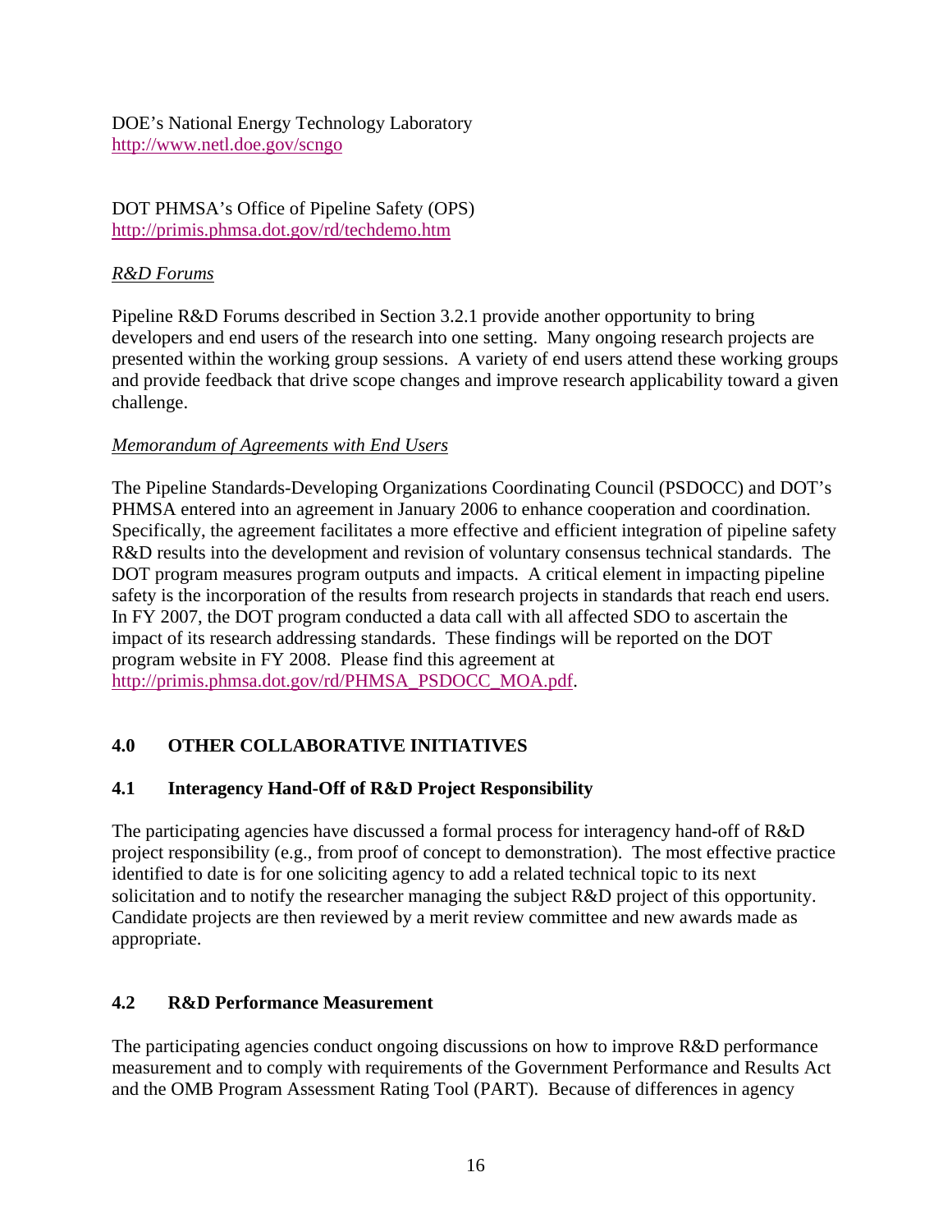DOE's National Energy Technology Laboratory
http://www.netl.doe.gov/scngo

DOT PHMSA's Office of Pipeline Safety (OPS)
http://primis.phmsa.dot.gov/rd/techdemo.htm

*R&D Forums*

Pipeline R&D Forums described in Section 3.2.1 provide another opportunity to bring developers and end users of the research into one setting. Many ongoing research projects are presented within the working group sessions. A variety of end users attend these working groups and provide feedback that drive scope changes and improve research applicability toward a given challenge.

*Memorandum of Agreements with End Users*

The Pipeline Standards-Developing Organizations Coordinating Council (PSDOCC) and DOT's PHMSA entered into an agreement in January 2006 to enhance cooperation and coordination. Specifically, the agreement facilitates a more effective and efficient integration of pipeline safety R&D results into the development and revision of voluntary consensus technical standards. The DOT program measures program outputs and impacts. A critical element in impacting pipeline safety is the incorporation of the results from research projects in standards that reach end users. In FY 2007, the DOT program conducted a data call with all affected SDO to ascertain the impact of its research addressing standards. These findings will be reported on the DOT program website in FY 2008. Please find this agreement at http://primis.phmsa.dot.gov/rd/PHMSA_PSDOCC_MOA.pdf.

## 4.0 OTHER COLLABORATIVE INITIATIVES

### 4.1 Interagency Hand-Off of R&D Project Responsibility

The participating agencies have discussed a formal process for interagency hand-off of R&D project responsibility (e.g., from proof of concept to demonstration). The most effective practice identified to date is for one soliciting agency to add a related technical topic to its next solicitation and to notify the researcher managing the subject R&D project of this opportunity. Candidate projects are then reviewed by a merit review committee and new awards made as appropriate.

### 4.2 R&D Performance Measurement

The participating agencies conduct ongoing discussions on how to improve R&D performance measurement and to comply with requirements of the Government Performance and Results Act and the OMB Program Assessment Rating Tool (PART). Because of differences in agency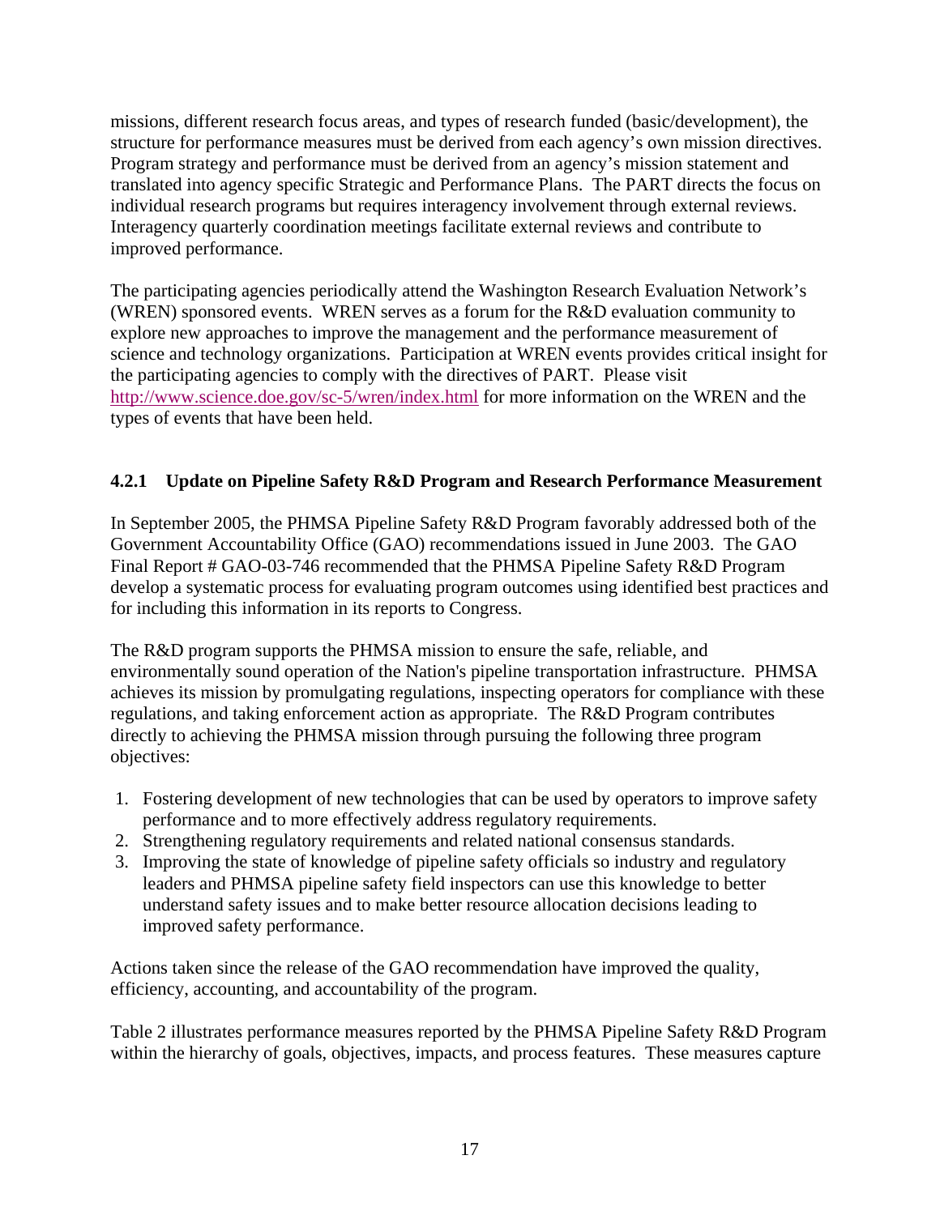missions, different research focus areas, and types of research funded (basic/development), the structure for performance measures must be derived from each agency's own mission directives. Program strategy and performance must be derived from an agency's mission statement and translated into agency specific Strategic and Performance Plans. The PART directs the focus on individual research programs but requires interagency involvement through external reviews. Interagency quarterly coordination meetings facilitate external reviews and contribute to improved performance.

The participating agencies periodically attend the Washington Research Evaluation Network's (WREN) sponsored events. WREN serves as a forum for the R&D evaluation community to explore new approaches to improve the management and the performance measurement of science and technology organizations. Participation at WREN events provides critical insight for the participating agencies to comply with the directives of PART. Please visit http://www.science.doe.gov/sc-5/wren/index.html for more information on the WREN and the types of events that have been held.

### 4.2.1 Update on Pipeline Safety R&D Program and Research Performance Measurement

In September 2005, the PHMSA Pipeline Safety R&D Program favorably addressed both of the Government Accountability Office (GAO) recommendations issued in June 2003. The GAO Final Report # GAO-03-746 recommended that the PHMSA Pipeline Safety R&D Program develop a systematic process for evaluating program outcomes using identified best practices and for including this information in its reports to Congress.

The R&D program supports the PHMSA mission to ensure the safe, reliable, and environmentally sound operation of the Nation's pipeline transportation infrastructure. PHMSA achieves its mission by promulgating regulations, inspecting operators for compliance with these regulations, and taking enforcement action as appropriate. The R&D Program contributes directly to achieving the PHMSA mission through pursuing the following three program objectives:

1. Fostering development of new technologies that can be used by operators to improve safety performance and to more effectively address regulatory requirements.
2. Strengthening regulatory requirements and related national consensus standards.
3. Improving the state of knowledge of pipeline safety officials so industry and regulatory leaders and PHMSA pipeline safety field inspectors can use this knowledge to better understand safety issues and to make better resource allocation decisions leading to improved safety performance.

Actions taken since the release of the GAO recommendation have improved the quality, efficiency, accounting, and accountability of the program.

Table 2 illustrates performance measures reported by the PHMSA Pipeline Safety R&D Program within the hierarchy of goals, objectives, impacts, and process features. These measures capture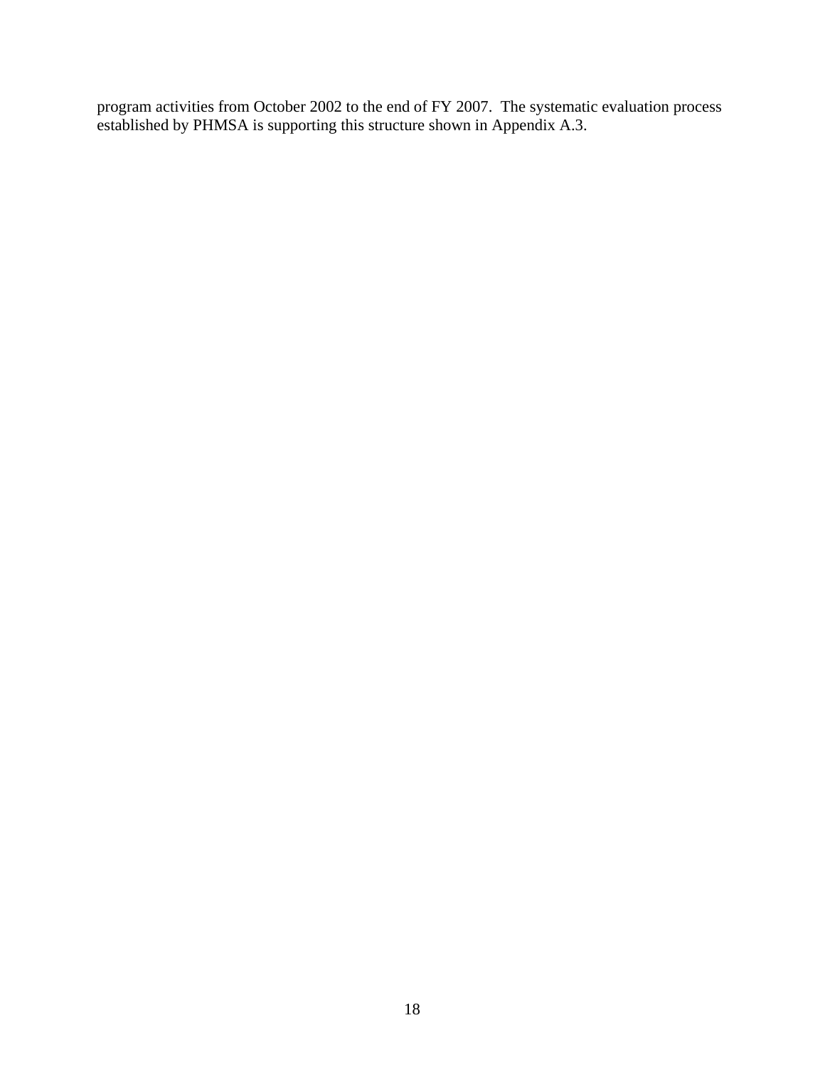program activities from October 2002 to the end of FY 2007. The systematic evaluation process established by PHMSA is supporting this structure shown in Appendix A.3.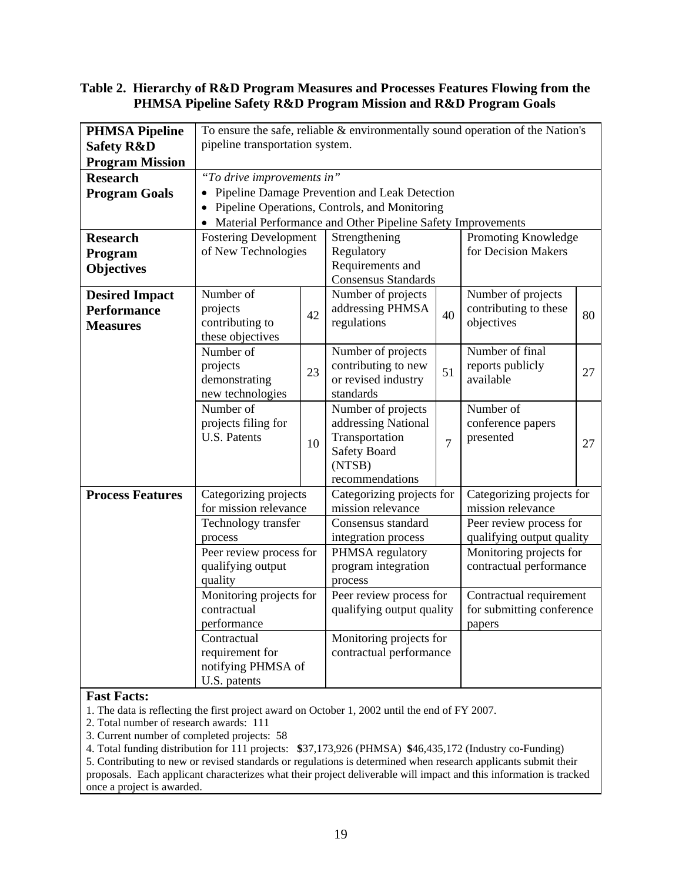**Table 2. Hierarchy of R&D Program Measures and Processes Features Flowing from the PHMSA Pipeline Safety R&D Program Mission and R&D Program Goals**

| | | | | | | |
|---|---|---|---|---|---|---|
| **PHMSA Pipeline Safety R&D Program Mission** | To ensure the safe, reliable & environmentally sound operation of the Nation's pipeline transportation system. | | | | | |
| **Research Program Goals** | *"To drive improvements in"* • Pipeline Damage Prevention and Leak Detection • Pipeline Operations, Controls, and Monitoring • Material Performance and Other Pipeline Safety Improvements | | | | | |
| **Research Program Objectives** | Fostering Development of New Technologies | | Strengthening Regulatory Requirements and Consensus Standards | | Promoting Knowledge for Decision Makers | |
| **Desired Impact Performance Measures** | Number of projects contributing to these objectives | 42 | Number of projects addressing PHMSA regulations | 40 | Number of projects contributing to these objectives | 80 |
| | Number of projects demonstrating new technologies | 23 | Number of projects contributing to new or revised industry standards | 51 | Number of final reports publicly available | 27 |
| | Number of projects filing for U.S. Patents | 10 | Number of projects addressing National Transportation Safety Board (NTSB) recommendations | 7 | Number of conference papers presented | 27 |
| **Process Features** | Categorizing projects for mission relevance | | Categorizing projects for mission relevance | | Categorizing projects for mission relevance | |
| | Technology transfer process | | Consensus standard integration process | | Peer review process for qualifying output quality | |
| | Peer review process for qualifying output quality | | PHMSA regulatory program integration process | | Monitoring projects for contractual performance | |
| | Monitoring projects for contractual performance | | Peer review process for qualifying output quality | | Contractual requirement for submitting conference papers | |
| | Contractual requirement for notifying PHMSA of U.S. patents | | Monitoring projects for contractual performance | | | |

**Fast Facts:**

1. The data is reflecting the first project award on October 1, 2002 until the end of FY 2007.
2. Total number of research awards: 111
3. Current number of completed projects: 58
4. Total funding distribution for 111 projects: **$**37,173,926 (PHMSA) **$**46,435,172 (Industry co-Funding)
5. Contributing to new or revised standards or regulations is determined when research applicants submit their proposals. Each applicant characterizes what their project deliverable will impact and this information is tracked once a project is awarded.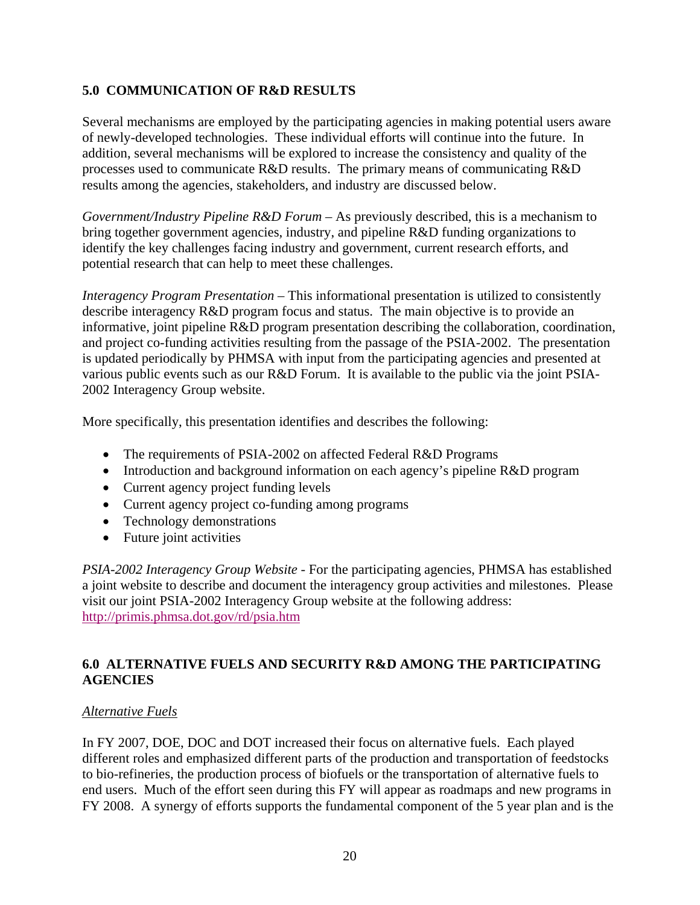## 5.0 COMMUNICATION OF R&D RESULTS

Several mechanisms are employed by the participating agencies in making potential users aware of newly-developed technologies. These individual efforts will continue into the future. In addition, several mechanisms will be explored to increase the consistency and quality of the processes used to communicate R&D results. The primary means of communicating R&D results among the agencies, stakeholders, and industry are discussed below.

*Government/Industry Pipeline R&D Forum* – As previously described, this is a mechanism to bring together government agencies, industry, and pipeline R&D funding organizations to identify the key challenges facing industry and government, current research efforts, and potential research that can help to meet these challenges.

*Interagency Program Presentation* – This informational presentation is utilized to consistently describe interagency R&D program focus and status. The main objective is to provide an informative, joint pipeline R&D program presentation describing the collaboration, coordination, and project co-funding activities resulting from the passage of the PSIA-2002. The presentation is updated periodically by PHMSA with input from the participating agencies and presented at various public events such as our R&D Forum. It is available to the public via the joint PSIA-2002 Interagency Group website.

More specifically, this presentation identifies and describes the following:

- The requirements of PSIA-2002 on affected Federal R&D Programs
- Introduction and background information on each agency's pipeline R&D program
- Current agency project funding levels
- Current agency project co-funding among programs
- Technology demonstrations
- Future joint activities

*PSIA-2002 Interagency Group Website* - For the participating agencies, PHMSA has established a joint website to describe and document the interagency group activities and milestones. Please visit our joint PSIA-2002 Interagency Group website at the following address: http://primis.phmsa.dot.gov/rd/psia.htm

## 6.0 ALTERNATIVE FUELS AND SECURITY R&D AMONG THE PARTICIPATING AGENCIES

### Alternative Fuels

In FY 2007, DOE, DOC and DOT increased their focus on alternative fuels. Each played different roles and emphasized different parts of the production and transportation of feedstocks to bio-refineries, the production process of biofuels or the transportation of alternative fuels to end users. Much of the effort seen during this FY will appear as roadmaps and new programs in FY 2008. A synergy of efforts supports the fundamental component of the 5 year plan and is the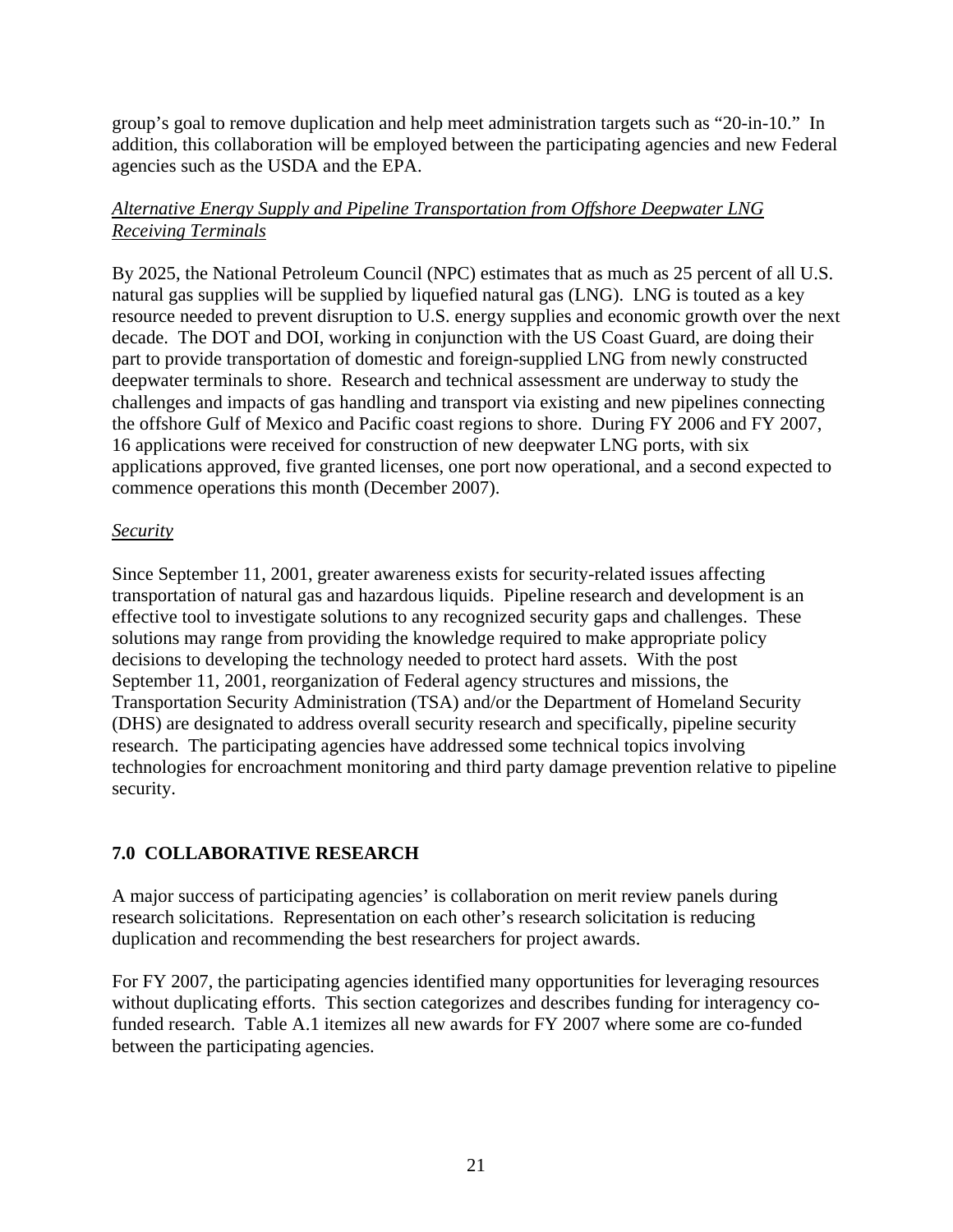group's goal to remove duplication and help meet administration targets such as "20-in-10." In addition, this collaboration will be employed between the participating agencies and new Federal agencies such as the USDA and the EPA.

*Alternative Energy Supply and Pipeline Transportation from Offshore Deepwater LNG Receiving Terminals*

By 2025, the National Petroleum Council (NPC) estimates that as much as 25 percent of all U.S. natural gas supplies will be supplied by liquefied natural gas (LNG). LNG is touted as a key resource needed to prevent disruption to U.S. energy supplies and economic growth over the next decade. The DOT and DOI, working in conjunction with the US Coast Guard, are doing their part to provide transportation of domestic and foreign-supplied LNG from newly constructed deepwater terminals to shore. Research and technical assessment are underway to study the challenges and impacts of gas handling and transport via existing and new pipelines connecting the offshore Gulf of Mexico and Pacific coast regions to shore. During FY 2006 and FY 2007, 16 applications were received for construction of new deepwater LNG ports, with six applications approved, five granted licenses, one port now operational, and a second expected to commence operations this month (December 2007).

*Security*

Since September 11, 2001, greater awareness exists for security-related issues affecting transportation of natural gas and hazardous liquids. Pipeline research and development is an effective tool to investigate solutions to any recognized security gaps and challenges. These solutions may range from providing the knowledge required to make appropriate policy decisions to developing the technology needed to protect hard assets. With the post September 11, 2001, reorganization of Federal agency structures and missions, the Transportation Security Administration (TSA) and/or the Department of Homeland Security (DHS) are designated to address overall security research and specifically, pipeline security research. The participating agencies have addressed some technical topics involving technologies for encroachment monitoring and third party damage prevention relative to pipeline security.

## 7.0 COLLABORATIVE RESEARCH

A major success of participating agencies' is collaboration on merit review panels during research solicitations. Representation on each other's research solicitation is reducing duplication and recommending the best researchers for project awards.

For FY 2007, the participating agencies identified many opportunities for leveraging resources without duplicating efforts. This section categorizes and describes funding for interagency co-funded research. Table A.1 itemizes all new awards for FY 2007 where some are co-funded between the participating agencies.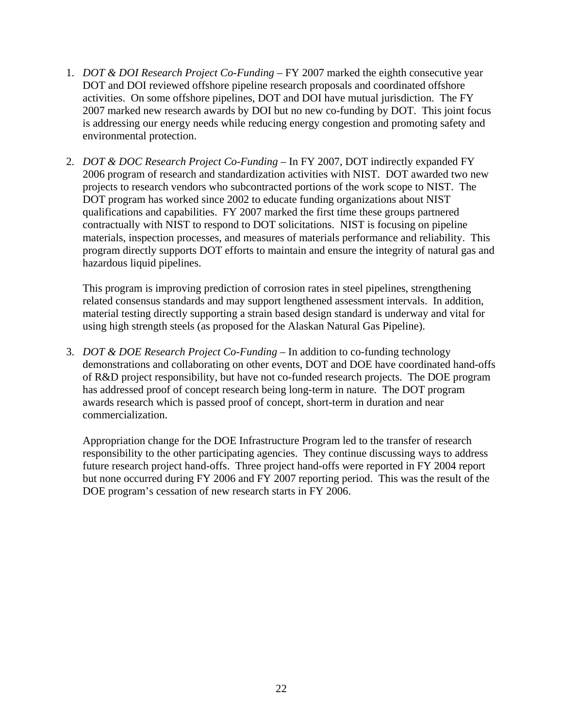1. *DOT & DOI Research Project Co-Funding* – FY 2007 marked the eighth consecutive year DOT and DOI reviewed offshore pipeline research proposals and coordinated offshore activities. On some offshore pipelines, DOT and DOI have mutual jurisdiction. The FY 2007 marked new research awards by DOI but no new co-funding by DOT. This joint focus is addressing our energy needs while reducing energy congestion and promoting safety and environmental protection.

2. *DOT & DOC Research Project Co-Funding* – In FY 2007, DOT indirectly expanded FY 2006 program of research and standardization activities with NIST. DOT awarded two new projects to research vendors who subcontracted portions of the work scope to NIST. The DOT program has worked since 2002 to educate funding organizations about NIST qualifications and capabilities. FY 2007 marked the first time these groups partnered contractually with NIST to respond to DOT solicitations. NIST is focusing on pipeline materials, inspection processes, and measures of materials performance and reliability. This program directly supports DOT efforts to maintain and ensure the integrity of natural gas and hazardous liquid pipelines.

   This program is improving prediction of corrosion rates in steel pipelines, strengthening related consensus standards and may support lengthened assessment intervals. In addition, material testing directly supporting a strain based design standard is underway and vital for using high strength steels (as proposed for the Alaskan Natural Gas Pipeline).

3. *DOT & DOE Research Project Co-Funding* – In addition to co-funding technology demonstrations and collaborating on other events, DOT and DOE have coordinated hand-offs of R&D project responsibility, but have not co-funded research projects. The DOE program has addressed proof of concept research being long-term in nature. The DOT program awards research which is passed proof of concept, short-term in duration and near commercialization.

   Appropriation change for the DOE Infrastructure Program led to the transfer of research responsibility to the other participating agencies. They continue discussing ways to address future research project hand-offs. Three project hand-offs were reported in FY 2004 report but none occurred during FY 2006 and FY 2007 reporting period. This was the result of the DOE program's cessation of new research starts in FY 2006.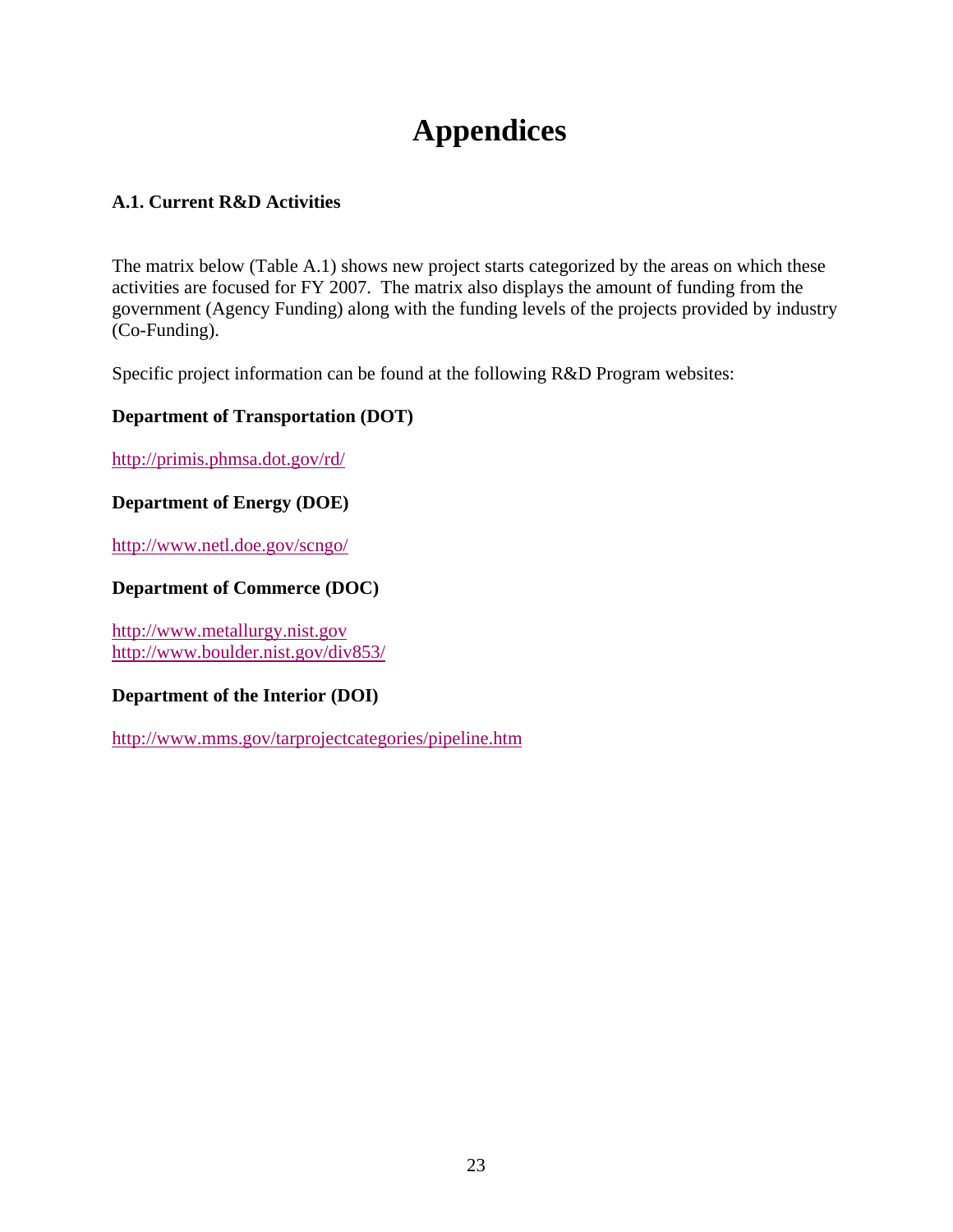# Appendices

### A.1. Current R&D Activities

The matrix below (Table A.1) shows new project starts categorized by the areas on which these activities are focused for FY 2007. The matrix also displays the amount of funding from the government (Agency Funding) along with the funding levels of the projects provided by industry (Co-Funding).

Specific project information can be found at the following R&D Program websites:

**Department of Transportation (DOT)**

http://primis.phmsa.dot.gov/rd/

**Department of Energy (DOE)**

http://www.netl.doe.gov/scngo/

**Department of Commerce (DOC)**

http://www.metallurgy.nist.gov
http://www.boulder.nist.gov/div853/

**Department of the Interior (DOI)**

http://www.mms.gov/tarprojectcategories/pipeline.htm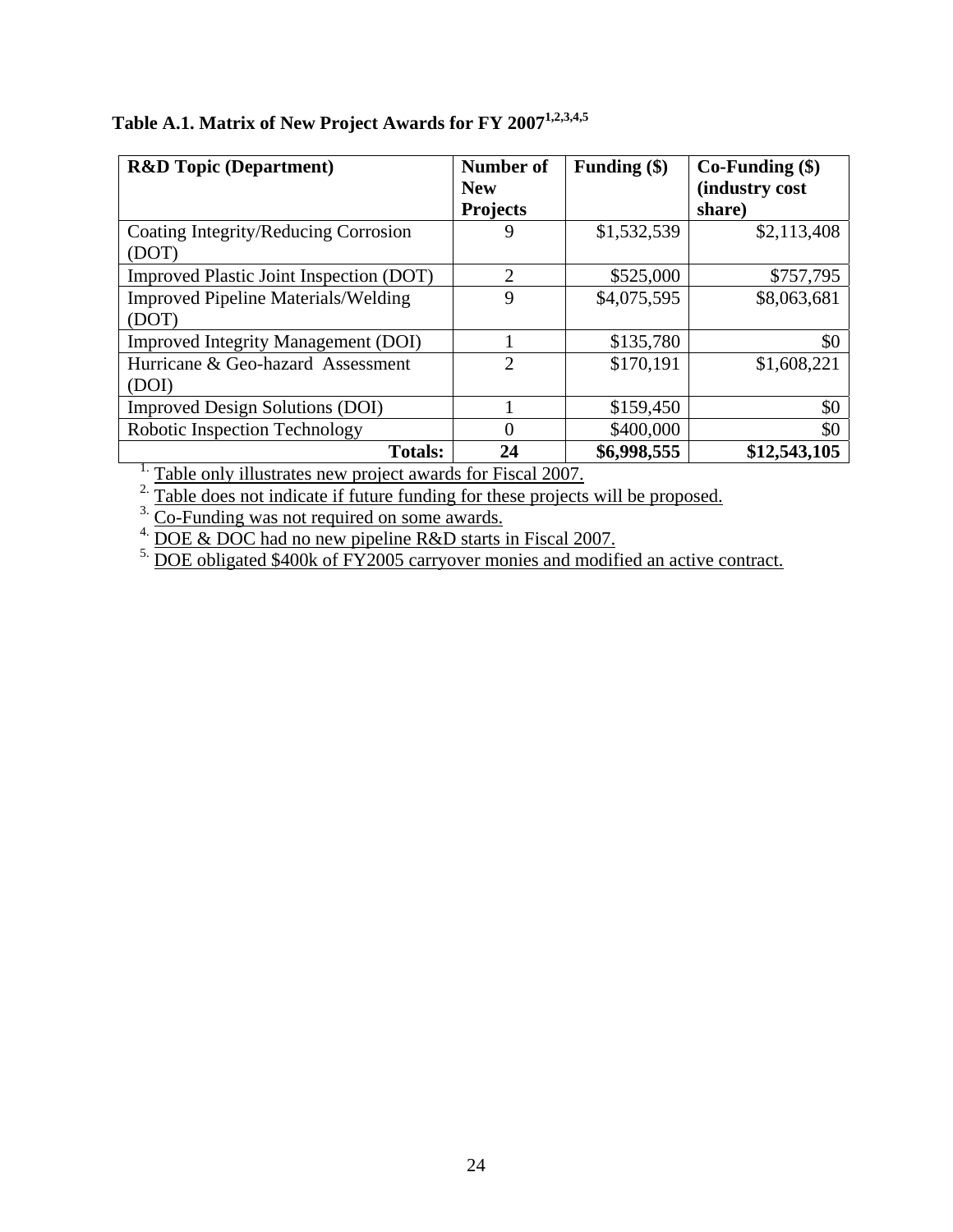**Table A.1. Matrix of New Project Awards for FY 2007[1,2,3,4,5]**

| R&D Topic (Department) | Number of New Projects | Funding ($) | Co-Funding ($) (industry cost share) |
|---|---|---|---|
| Coating Integrity/Reducing Corrosion (DOT) | 9 | $1,532,539 | $2,113,408 |
| Improved Plastic Joint Inspection (DOT) | 2 | $525,000 | $757,795 |
| Improved Pipeline Materials/Welding (DOT) | 9 | $4,075,595 | $8,063,681 |
| Improved Integrity Management (DOI) | 1 | $135,780 | $0 |
| Hurricane & Geo-hazard Assessment (DOI) | 2 | $170,191 | $1,608,221 |
| Improved Design Solutions (DOI) | 1 | $159,450 | $0 |
| Robotic Inspection Technology | 0 | $400,000 | $0 |
| **Totals:** | **24** | **$6,998,555** | **$12,543,105** |

1. Table only illustrates new project awards for Fiscal 2007.
2. Table does not indicate if future funding for these projects will be proposed.
3. Co-Funding was not required on some awards.
4. DOE & DOC had no new pipeline R&D starts in Fiscal 2007.
5. DOE obligated $400k of FY2005 carryover monies and modified an active contract.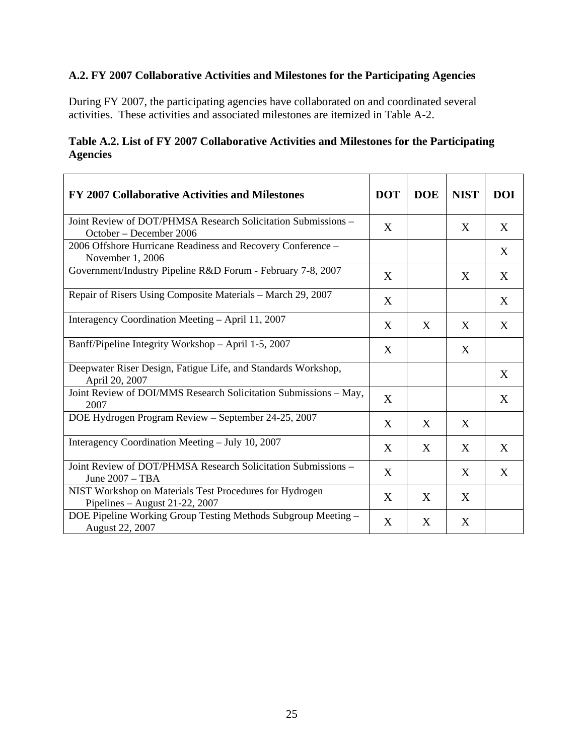### A.2. FY 2007 Collaborative Activities and Milestones for the Participating Agencies

During FY 2007, the participating agencies have collaborated on and coordinated several activities. These activities and associated milestones are itemized in Table A-2.

**Table A.2. List of FY 2007 Collaborative Activities and Milestones for the Participating Agencies**

| FY 2007 Collaborative Activities and Milestones | DOT | DOE | NIST | DOI |
|---|---|---|---|---|
| Joint Review of DOT/PHMSA Research Solicitation Submissions – October – December 2006 | X | | X | X |
| 2006 Offshore Hurricane Readiness and Recovery Conference – November 1, 2006 | | | | X |
| Government/Industry Pipeline R&D Forum - February 7-8, 2007 | X | | X | X |
| Repair of Risers Using Composite Materials – March 29, 2007 | X | | | X |
| Interagency Coordination Meeting – April 11, 2007 | X | X | X | X |
| Banff/Pipeline Integrity Workshop – April 1-5, 2007 | X | | X | |
| Deepwater Riser Design, Fatigue Life, and Standards Workshop, April 20, 2007 | | | | X |
| Joint Review of DOI/MMS Research Solicitation Submissions – May, 2007 | X | | | X |
| DOE Hydrogen Program Review – September 24-25, 2007 | X | X | X | |
| Interagency Coordination Meeting – July 10, 2007 | X | X | X | X |
| Joint Review of DOT/PHMSA Research Solicitation Submissions – June 2007 – TBA | X | | X | X |
| NIST Workshop on Materials Test Procedures for Hydrogen Pipelines – August 21-22, 2007 | X | X | X | |
| DOE Pipeline Working Group Testing Methods Subgroup Meeting – August 22, 2007 | X | X | X | |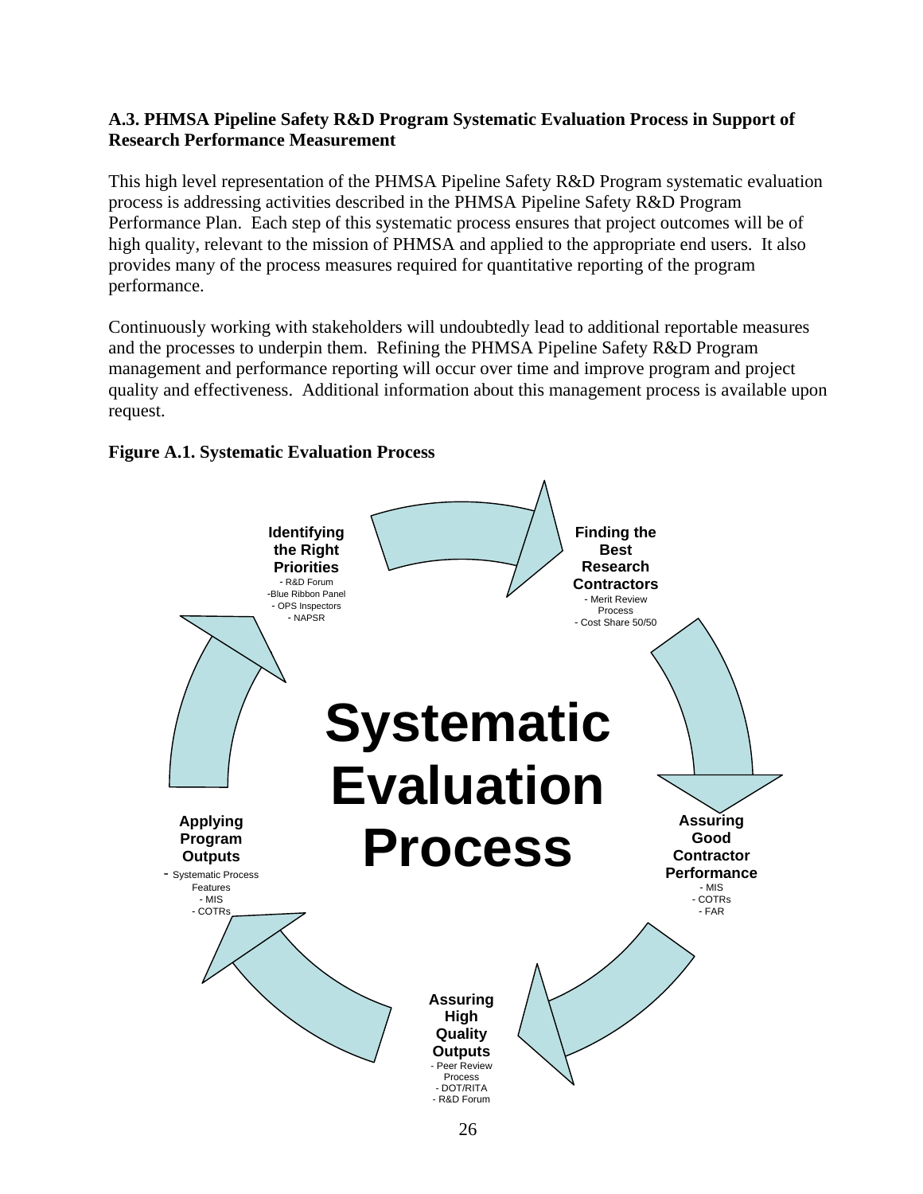### A.3. PHMSA Pipeline Safety R&D Program Systematic Evaluation Process in Support of Research Performance Measurement

This high level representation of the PHMSA Pipeline Safety R&D Program systematic evaluation process is addressing activities described in the PHMSA Pipeline Safety R&D Program Performance Plan. Each step of this systematic process ensures that project outcomes will be of high quality, relevant to the mission of PHMSA and applied to the appropriate end users. It also provides many of the process measures required for quantitative reporting of the program performance.

Continuously working with stakeholders will undoubtedly lead to additional reportable measures and the processes to underpin them. Refining the PHMSA Pipeline Safety R&D Program management and performance reporting will occur over time and improve program and project quality and effectiveness. Additional information about this management process is available upon request.

**Figure A.1. Systematic Evaluation Process**

**Systematic Evaluation Process**

**Identifying the Right Priorities**
- R&D Forum
- Blue Ribbon Panel
- OPS Inspectors
- NAPSR

**Finding the Best Research Contractors**
- Merit Review Process
- Cost Share 50/50

**Assuring Good Contractor Performance**
- MIS
- COTRs
- FAR

**Assuring High Quality Outputs**
- Peer Review Process
- DOT/RITA
- R&D Forum

**Applying Program Outputs**
- Systematic Process Features
- MIS
- COTRs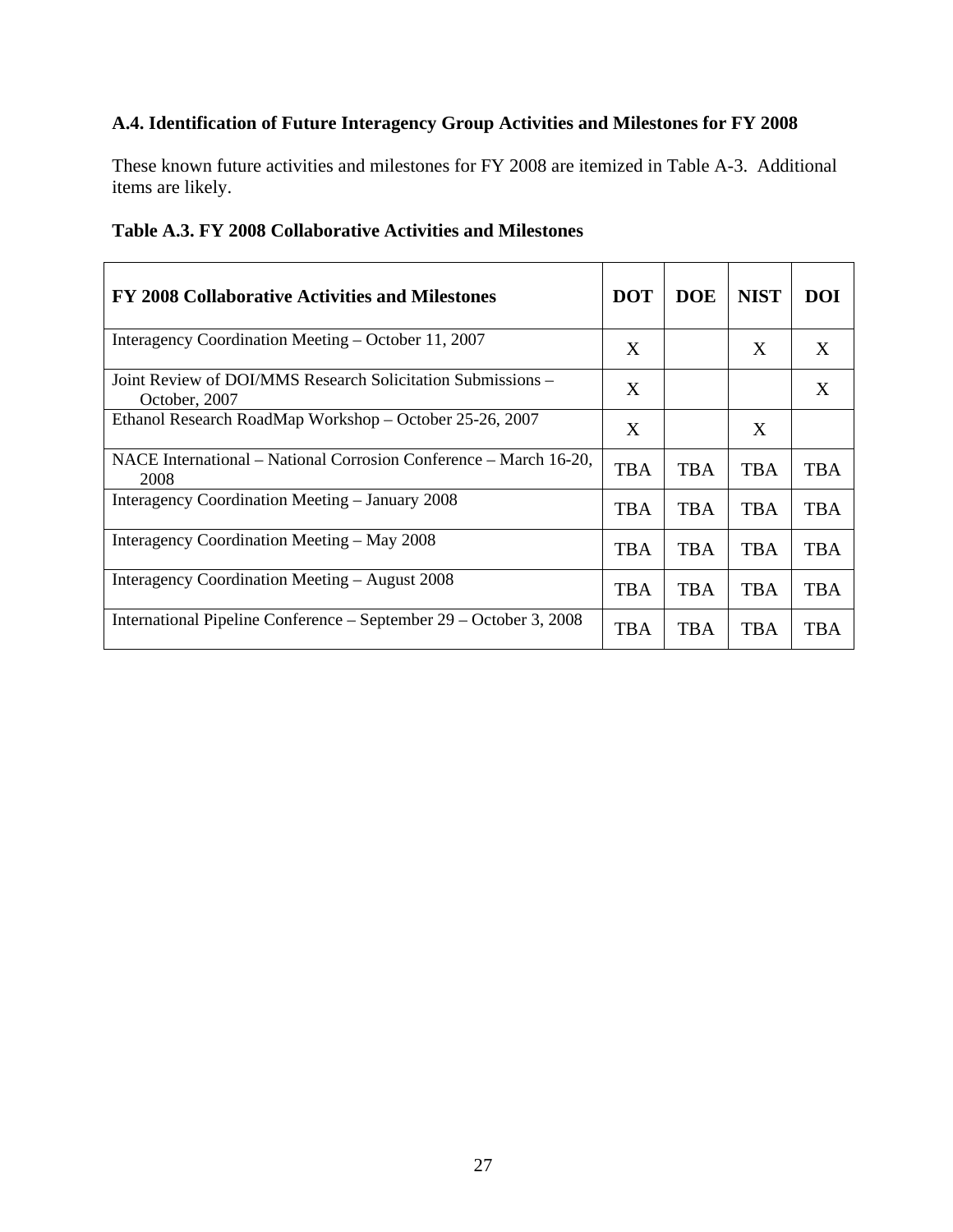### A.4. Identification of Future Interagency Group Activities and Milestones for FY 2008

These known future activities and milestones for FY 2008 are itemized in Table A-3. Additional items are likely.

**Table A.3. FY 2008 Collaborative Activities and Milestones**

| FY 2008 Collaborative Activities and Milestones | DOT | DOE | NIST | DOI |
|---|---|---|---|---|
| Interagency Coordination Meeting – October 11, 2007 | X | | X | X |
| Joint Review of DOI/MMS Research Solicitation Submissions – October, 2007 | X | | | X |
| Ethanol Research RoadMap Workshop – October 25-26, 2007 | X | | X | |
| NACE International – National Corrosion Conference – March 16-20, 2008 | TBA | TBA | TBA | TBA |
| Interagency Coordination Meeting – January 2008 | TBA | TBA | TBA | TBA |
| Interagency Coordination Meeting – May 2008 | TBA | TBA | TBA | TBA |
| Interagency Coordination Meeting – August 2008 | TBA | TBA | TBA | TBA |
| International Pipeline Conference – September 29 – October 3, 2008 | TBA | TBA | TBA | TBA |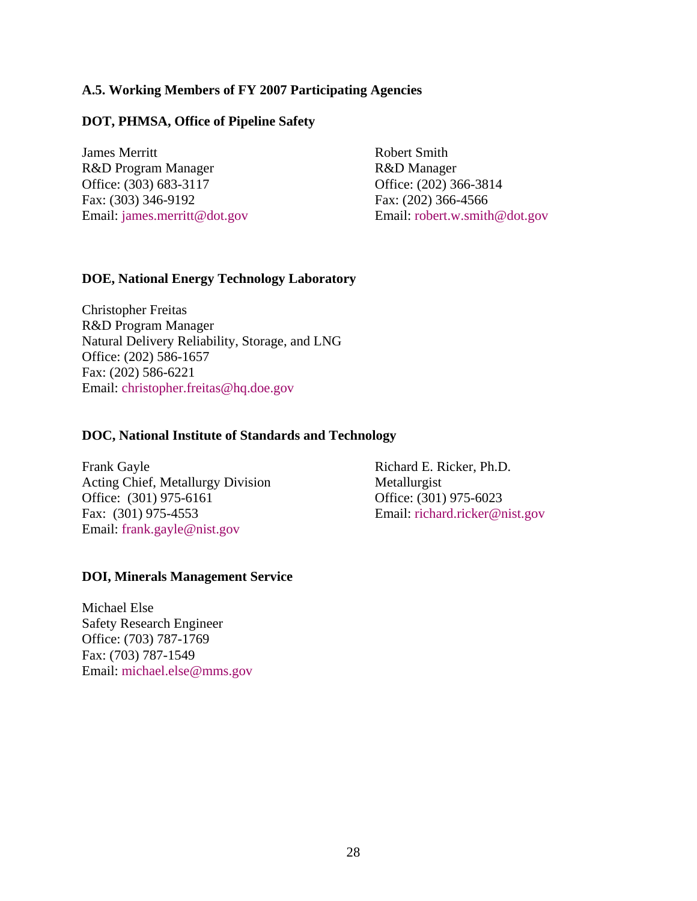### A.5. Working Members of FY 2007 Participating Agencies

#### DOT, PHMSA, Office of Pipeline Safety

James Merritt
R&D Program Manager
Office: (303) 683-3117
Fax: (303) 346-9192
Email: james.merritt@dot.gov

Robert Smith
R&D Manager
Office: (202) 366-3814
Fax: (202) 366-4566
Email: robert.w.smith@dot.gov

#### DOE, National Energy Technology Laboratory

Christopher Freitas
R&D Program Manager
Natural Delivery Reliability, Storage, and LNG
Office: (202) 586-1657
Fax: (202) 586-6221
Email: christopher.freitas@hq.doe.gov

#### DOC, National Institute of Standards and Technology

Frank Gayle
Acting Chief, Metallurgy Division
Office: (301) 975-6161
Fax: (301) 975-4553
Email: frank.gayle@nist.gov

Richard E. Ricker, Ph.D.
Metallurgist
Office: (301) 975-6023
Email: richard.ricker@nist.gov

#### DOI, Minerals Management Service

Michael Else
Safety Research Engineer
Office: (703) 787-1769
Fax: (703) 787-1549
Email: michael.else@mms.gov